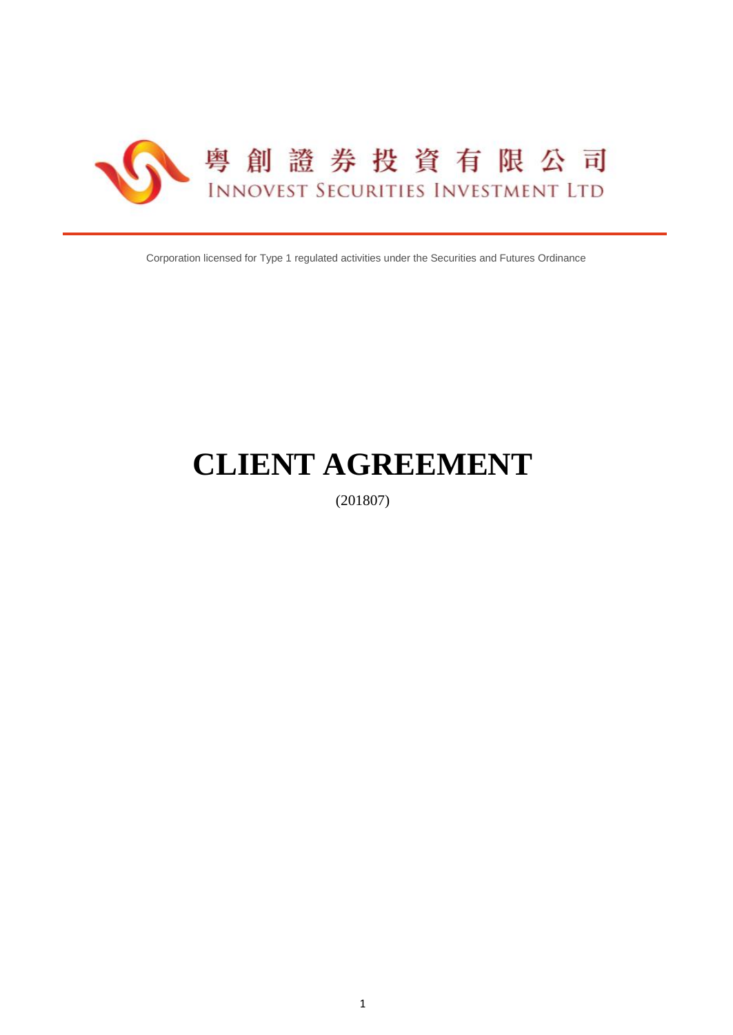粵創證券投資有限公司

INNOVEST SECURITIES INVESTMENT LTD

Corporation licensed for Type 1 regulated activities under the Securities and Futures Ordinance

# CLIENT AGREEMENT

(201807)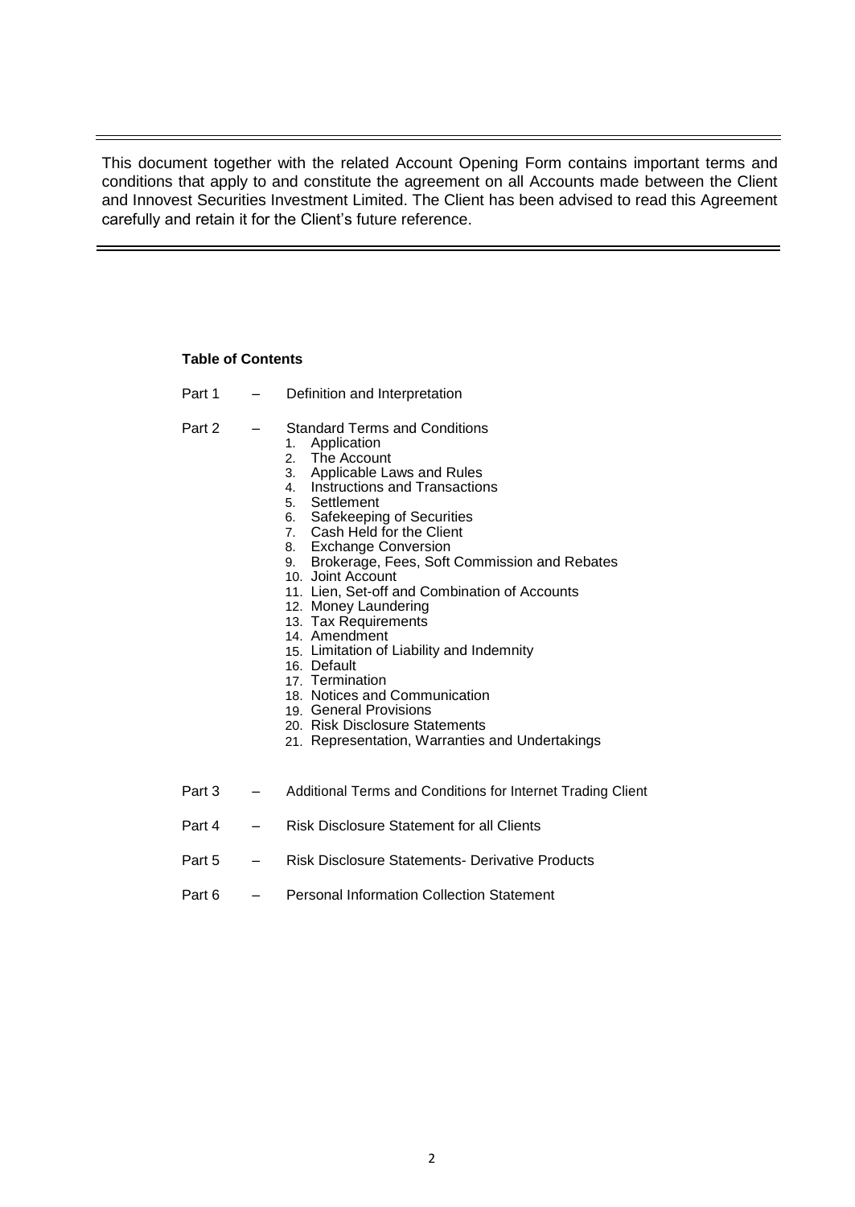This document together with the related Account Opening Form contains important terms and conditions that apply to and constitute the agreement on all Accounts made between the Client and Innovest Securities Investment Limited. The Client has been advised to read this Agreement carefully and retain it for the Client's future reference.

**Table of Contents**

Part 1 – Definition and Interpretation

Part 2 – Standard Terms and Conditions

1. Application
2. The Account
3. Applicable Laws and Rules
4. Instructions and Transactions
5. Settlement
6. Safekeeping of Securities
7. Cash Held for the Client
8. Exchange Conversion
9. Brokerage, Fees, Soft Commission and Rebates
10. Joint Account
11. Lien, Set-off and Combination of Accounts
12. Money Laundering
13. Tax Requirements
14. Amendment
15. Limitation of Liability and Indemnity
16. Default
17. Termination
18. Notices and Communication
19. General Provisions
20. Risk Disclosure Statements
21. Representation, Warranties and Undertakings

Part 3 – Additional Terms and Conditions for Internet Trading Client

Part 4 – Risk Disclosure Statement for all Clients

Part 5 – Risk Disclosure Statements- Derivative Products

Part 6 – Personal Information Collection Statement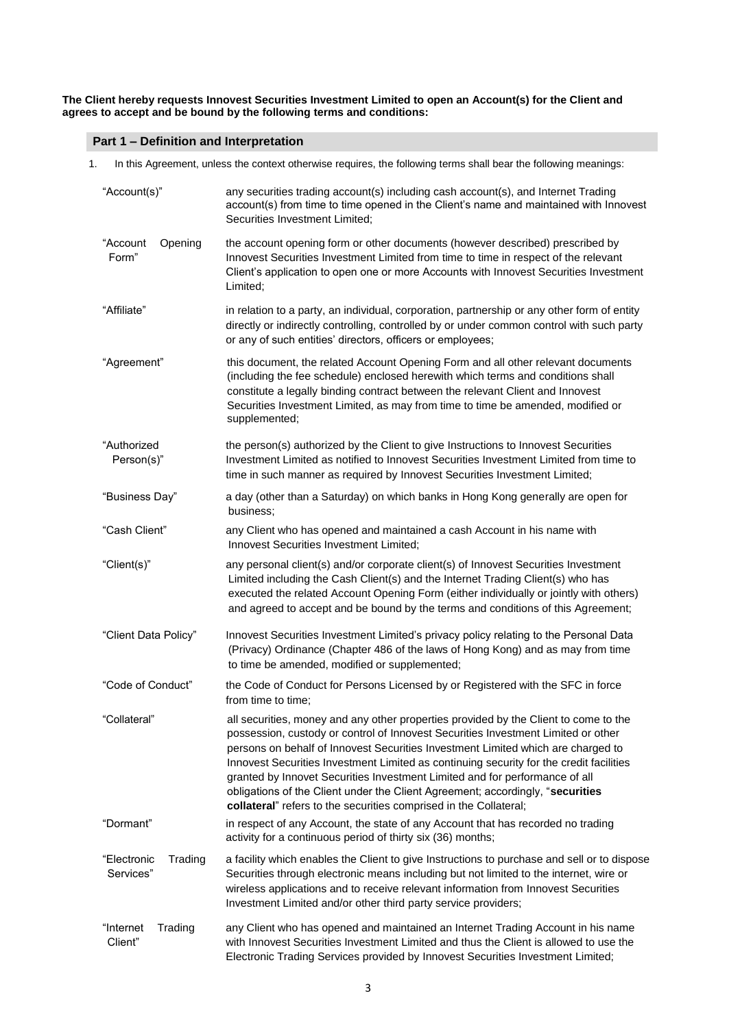**The Client hereby requests Innovest Securities Investment Limited to open an Account(s) for the Client and agrees to accept and be bound by the following terms and conditions:**

## Part 1 – Definition and Interpretation

1. In this Agreement, unless the context otherwise requires, the following terms shall bear the following meanings:

| Term | Meaning |
|---|---|
| "Account(s)" | any securities trading account(s) including cash account(s), and Internet Trading account(s) from time to time opened in the Client's name and maintained with Innovest Securities Investment Limited; |
| "Account Opening Form" | the account opening form or other documents (however described) prescribed by Innovest Securities Investment Limited from time to time in respect of the relevant Client's application to open one or more Accounts with Innovest Securities Investment Limited; |
| "Affiliate" | in relation to a party, an individual, corporation, partnership or any other form of entity directly or indirectly controlling, controlled by or under common control with such party or any of such entities' directors, officers or employees; |
| "Agreement" | this document, the related Account Opening Form and all other relevant documents (including the fee schedule) enclosed herewith which terms and conditions shall constitute a legally binding contract between the relevant Client and Innovest Securities Investment Limited, as may from time to time be amended, modified or supplemented; |
| "Authorized Person(s)" | the person(s) authorized by the Client to give Instructions to Innovest Securities Investment Limited as notified to Innovest Securities Investment Limited from time to time in such manner as required by Innovest Securities Investment Limited; |
| "Business Day" | a day (other than a Saturday) on which banks in Hong Kong generally are open for business; |
| "Cash Client" | any Client who has opened and maintained a cash Account in his name with Innovest Securities Investment Limited; |
| "Client(s)" | any personal client(s) and/or corporate client(s) of Innovest Securities Investment Limited including the Cash Client(s) and the Internet Trading Client(s) who has executed the related Account Opening Form (either individually or jointly with others) and agreed to accept and be bound by the terms and conditions of this Agreement; |
| "Client Data Policy" | Innovest Securities Investment Limited's privacy policy relating to the Personal Data (Privacy) Ordinance (Chapter 486 of the laws of Hong Kong) and as may from time to time be amended, modified or supplemented; |
| "Code of Conduct" | the Code of Conduct for Persons Licensed by or Registered with the SFC in force from time to time; |
| "Collateral" | all securities, money and any other properties provided by the Client to come to the possession, custody or control of Innovest Securities Investment Limited or other persons on behalf of Innovest Securities Investment Limited which are charged to Innovest Securities Investment Limited as continuing security for the credit facilities granted by Innovet Securities Investment Limited and for performance of all obligations of the Client under the Client Agreement; accordingly, "**securities collateral**" refers to the securities comprised in the Collateral; |
| "Dormant" | in respect of any Account, the state of any Account that has recorded no trading activity for a continuous period of thirty six (36) months; |
| "Electronic Trading Services" | a facility which enables the Client to give Instructions to purchase and sell or to dispose Securities through electronic means including but not limited to the internet, wire or wireless applications and to receive relevant information from Innovest Securities Investment Limited and/or other third party service providers; |
| "Internet Trading Client" | any Client who has opened and maintained an Internet Trading Account in his name with Innovest Securities Investment Limited and thus the Client is allowed to use the Electronic Trading Services provided by Innovest Securities Investment Limited; |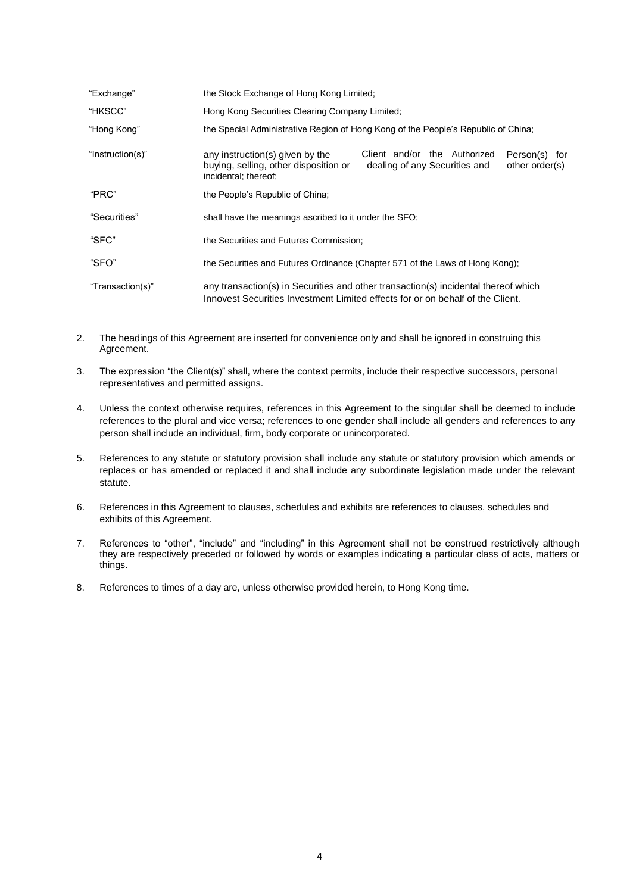| | |
|---|---|
| "Exchange" | the Stock Exchange of Hong Kong Limited; |
| "HKSCC" | Hong Kong Securities Clearing Company Limited; |
| "Hong Kong" | the Special Administrative Region of Hong Kong of the People's Republic of China; |
| "Instruction(s)" | any instruction(s) given by the Client and/or the Authorized Person(s) for buying, selling, other disposition or dealing of any Securities and other order(s) incidental; thereof; |
| "PRC" | the People's Republic of China; |
| "Securities" | shall have the meanings ascribed to it under the SFO; |
| "SFC" | the Securities and Futures Commission; |
| "SFO" | the Securities and Futures Ordinance (Chapter 571 of the Laws of Hong Kong); |
| "Transaction(s)" | any transaction(s) in Securities and other transaction(s) incidental thereof which Innovest Securities Investment Limited effects for or on behalf of the Client. |

2. The headings of this Agreement are inserted for convenience only and shall be ignored in construing this Agreement.

3. The expression "the Client(s)" shall, where the context permits, include their respective successors, personal representatives and permitted assigns.

4. Unless the context otherwise requires, references in this Agreement to the singular shall be deemed to include references to the plural and vice versa; references to one gender shall include all genders and references to any person shall include an individual, firm, body corporate or unincorporated.

5. References to any statute or statutory provision shall include any statute or statutory provision which amends or replaces or has amended or replaced it and shall include any subordinate legislation made under the relevant statute.

6. References in this Agreement to clauses, schedules and exhibits are references to clauses, schedules and exhibits of this Agreement.

7. References to "other", "include" and "including" in this Agreement shall not be construed restrictively although they are respectively preceded or followed by words or examples indicating a particular class of acts, matters or things.

8. References to times of a day are, unless otherwise provided herein, to Hong Kong time.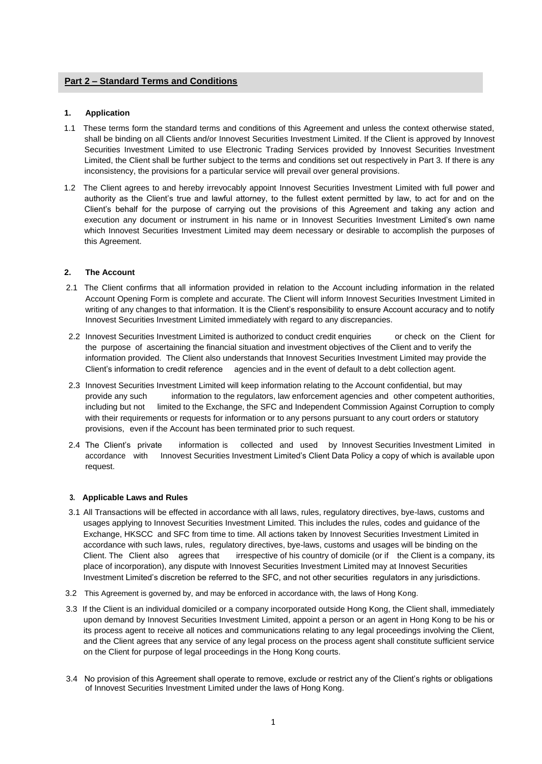## Part 2 – Standard Terms and Conditions

### 1. Application

1.1 These terms form the standard terms and conditions of this Agreement and unless the context otherwise stated, shall be binding on all Clients and/or Innovest Securities Investment Limited. If the Client is approved by Innovest Securities Investment Limited to use Electronic Trading Services provided by Innovest Securities Investment Limited, the Client shall be further subject to the terms and conditions set out respectively in Part 3. If there is any inconsistency, the provisions for a particular service will prevail over general provisions.

1.2 The Client agrees to and hereby irrevocably appoint Innovest Securities Investment Limited with full power and authority as the Client's true and lawful attorney, to the fullest extent permitted by law, to act for and on the Client's behalf for the purpose of carrying out the provisions of this Agreement and taking any action and execution any document or instrument in his name or in Innovest Securities Investment Limited's own name which Innovest Securities Investment Limited may deem necessary or desirable to accomplish the purposes of this Agreement.

### 2. The Account

2.1 The Client confirms that all information provided in relation to the Account including information in the related Account Opening Form is complete and accurate. The Client will inform Innovest Securities Investment Limited in writing of any changes to that information. It is the Client's responsibility to ensure Account accuracy and to notify Innovest Securities Investment Limited immediately with regard to any discrepancies.

2.2 Innovest Securities Investment Limited is authorized to conduct credit enquiries or check on the Client for the purpose of ascertaining the financial situation and investment objectives of the Client and to verify the information provided. The Client also understands that Innovest Securities Investment Limited may provide the Client's information to credit reference agencies and in the event of default to a debt collection agent.

2.3 Innovest Securities Investment Limited will keep information relating to the Account confidential, but may provide any such information to the regulators, law enforcement agencies and other competent authorities, including but not limited to the Exchange, the SFC and Independent Commission Against Corruption to comply with their requirements or requests for information or to any persons pursuant to any court orders or statutory provisions, even if the Account has been terminated prior to such request.

2.4 The Client's private information is collected and used by Innovest Securities Investment Limited in accordance with Innovest Securities Investment Limited's Client Data Policy a copy of which is available upon request.

### 3. Applicable Laws and Rules

3.1 All Transactions will be effected in accordance with all laws, rules, regulatory directives, bye-laws, customs and usages applying to Innovest Securities Investment Limited. This includes the rules, codes and guidance of the Exchange, HKSCC and SFC from time to time. All actions taken by Innovest Securities Investment Limited in accordance with such laws, rules, regulatory directives, bye-laws, customs and usages will be binding on the Client. The Client also agrees that irrespective of his country of domicile (or if the Client is a company, its place of incorporation), any dispute with Innovest Securities Investment Limited may at Innovest Securities Investment Limited's discretion be referred to the SFC, and not other securities regulators in any jurisdictions.

3.2 This Agreement is governed by, and may be enforced in accordance with, the laws of Hong Kong.

3.3 If the Client is an individual domiciled or a company incorporated outside Hong Kong, the Client shall, immediately upon demand by Innovest Securities Investment Limited, appoint a person or an agent in Hong Kong to be his or its process agent to receive all notices and communications relating to any legal proceedings involving the Client, and the Client agrees that any service of any legal process on the process agent shall constitute sufficient service on the Client for purpose of legal proceedings in the Hong Kong courts.

3.4 No provision of this Agreement shall operate to remove, exclude or restrict any of the Client's rights or obligations of Innovest Securities Investment Limited under the laws of Hong Kong.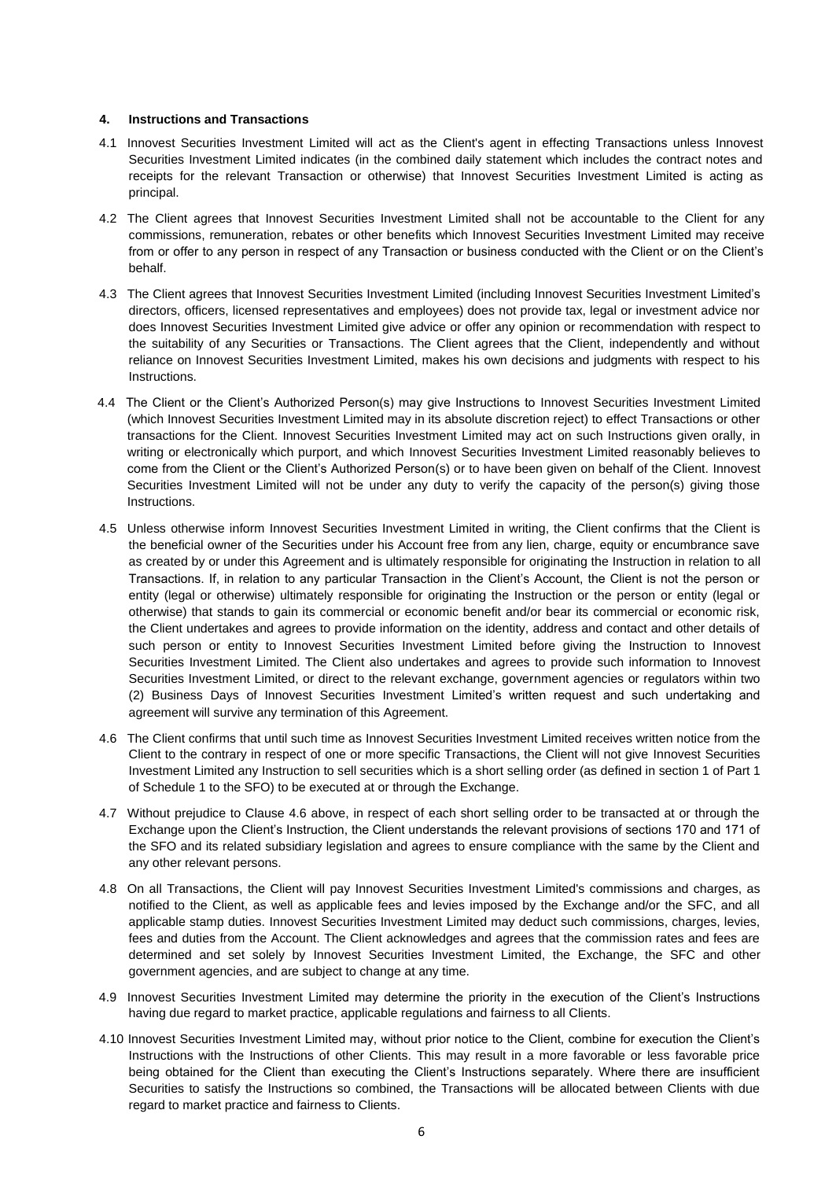#### 4. Instructions and Transactions

4.1 Innovest Securities Investment Limited will act as the Client's agent in effecting Transactions unless Innovest Securities Investment Limited indicates (in the combined daily statement which includes the contract notes and receipts for the relevant Transaction or otherwise) that Innovest Securities Investment Limited is acting as principal.

4.2 The Client agrees that Innovest Securities Investment Limited shall not be accountable to the Client for any commissions, remuneration, rebates or other benefits which Innovest Securities Investment Limited may receive from or offer to any person in respect of any Transaction or business conducted with the Client or on the Client's behalf.

4.3 The Client agrees that Innovest Securities Investment Limited (including Innovest Securities Investment Limited's directors, officers, licensed representatives and employees) does not provide tax, legal or investment advice nor does Innovest Securities Investment Limited give advice or offer any opinion or recommendation with respect to the suitability of any Securities or Transactions. The Client agrees that the Client, independently and without reliance on Innovest Securities Investment Limited, makes his own decisions and judgments with respect to his Instructions.

4.4 The Client or the Client's Authorized Person(s) may give Instructions to Innovest Securities Investment Limited (which Innovest Securities Investment Limited may in its absolute discretion reject) to effect Transactions or other transactions for the Client. Innovest Securities Investment Limited may act on such Instructions given orally, in writing or electronically which purport, and which Innovest Securities Investment Limited reasonably believes to come from the Client or the Client's Authorized Person(s) or to have been given on behalf of the Client. Innovest Securities Investment Limited will not be under any duty to verify the capacity of the person(s) giving those Instructions.

4.5 Unless otherwise inform Innovest Securities Investment Limited in writing, the Client confirms that the Client is the beneficial owner of the Securities under his Account free from any lien, charge, equity or encumbrance save as created by or under this Agreement and is ultimately responsible for originating the Instruction in relation to all Transactions. If, in relation to any particular Transaction in the Client's Account, the Client is not the person or entity (legal or otherwise) ultimately responsible for originating the Instruction or the person or entity (legal or otherwise) that stands to gain its commercial or economic benefit and/or bear its commercial or economic risk, the Client undertakes and agrees to provide information on the identity, address and contact and other details of such person or entity to Innovest Securities Investment Limited before giving the Instruction to Innovest Securities Investment Limited. The Client also undertakes and agrees to provide such information to Innovest Securities Investment Limited, or direct to the relevant exchange, government agencies or regulators within two (2) Business Days of Innovest Securities Investment Limited's written request and such undertaking and agreement will survive any termination of this Agreement.

4.6 The Client confirms that until such time as Innovest Securities Investment Limited receives written notice from the Client to the contrary in respect of one or more specific Transactions, the Client will not give Innovest Securities Investment Limited any Instruction to sell securities which is a short selling order (as defined in section 1 of Part 1 of Schedule 1 to the SFO) to be executed at or through the Exchange.

4.7 Without prejudice to Clause 4.6 above, in respect of each short selling order to be transacted at or through the Exchange upon the Client's Instruction, the Client understands the relevant provisions of sections 170 and 171 of the SFO and its related subsidiary legislation and agrees to ensure compliance with the same by the Client and any other relevant persons.

4.8 On all Transactions, the Client will pay Innovest Securities Investment Limited's commissions and charges, as notified to the Client, as well as applicable fees and levies imposed by the Exchange and/or the SFC, and all applicable stamp duties. Innovest Securities Investment Limited may deduct such commissions, charges, levies, fees and duties from the Account. The Client acknowledges and agrees that the commission rates and fees are determined and set solely by Innovest Securities Investment Limited, the Exchange, the SFC and other government agencies, and are subject to change at any time.

4.9 Innovest Securities Investment Limited may determine the priority in the execution of the Client's Instructions having due regard to market practice, applicable regulations and fairness to all Clients.

4.10 Innovest Securities Investment Limited may, without prior notice to the Client, combine for execution the Client's Instructions with the Instructions of other Clients. This may result in a more favorable or less favorable price being obtained for the Client than executing the Client's Instructions separately. Where there are insufficient Securities to satisfy the Instructions so combined, the Transactions will be allocated between Clients with due regard to market practice and fairness to Clients.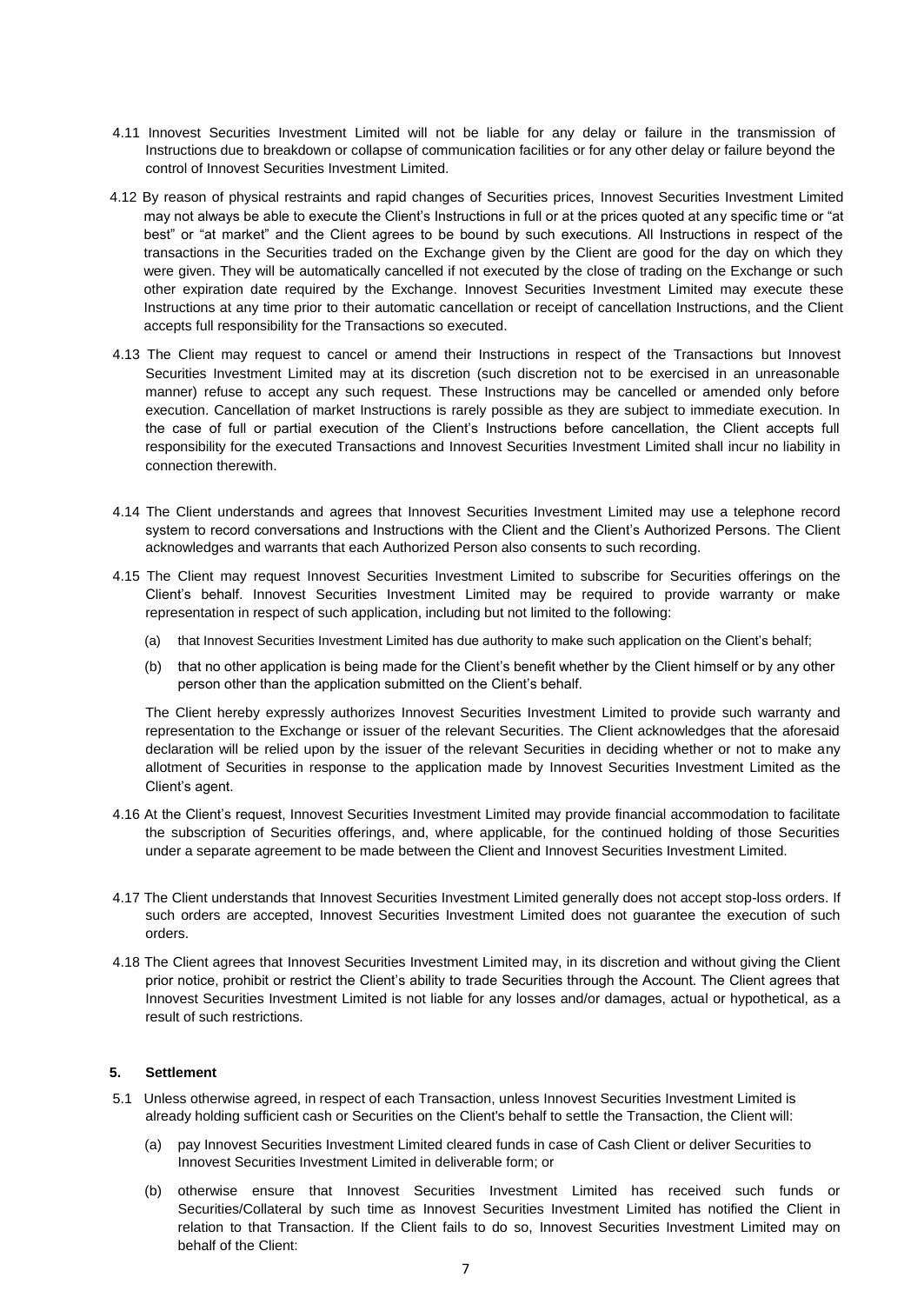4.11 Innovest Securities Investment Limited will not be liable for any delay or failure in the transmission of Instructions due to breakdown or collapse of communication facilities or for any other delay or failure beyond the control of Innovest Securities Investment Limited.

4.12 By reason of physical restraints and rapid changes of Securities prices, Innovest Securities Investment Limited may not always be able to execute the Client's Instructions in full or at the prices quoted at any specific time or "at best" or "at market" and the Client agrees to be bound by such executions. All Instructions in respect of the transactions in the Securities traded on the Exchange given by the Client are good for the day on which they were given. They will be automatically cancelled if not executed by the close of trading on the Exchange or such other expiration date required by the Exchange. Innovest Securities Investment Limited may execute these Instructions at any time prior to their automatic cancellation or receipt of cancellation Instructions, and the Client accepts full responsibility for the Transactions so executed.

4.13 The Client may request to cancel or amend their Instructions in respect of the Transactions but Innovest Securities Investment Limited may at its discretion (such discretion not to be exercised in an unreasonable manner) refuse to accept any such request. These Instructions may be cancelled or amended only before execution. Cancellation of market Instructions is rarely possible as they are subject to immediate execution. In the case of full or partial execution of the Client's Instructions before cancellation, the Client accepts full responsibility for the executed Transactions and Innovest Securities Investment Limited shall incur no liability in connection therewith.

4.14 The Client understands and agrees that Innovest Securities Investment Limited may use a telephone record system to record conversations and Instructions with the Client and the Client's Authorized Persons. The Client acknowledges and warrants that each Authorized Person also consents to such recording.

4.15 The Client may request Innovest Securities Investment Limited to subscribe for Securities offerings on the Client's behalf. Innovest Securities Investment Limited may be required to provide warranty or make representation in respect of such application, including but not limited to the following:

(a) that Innovest Securities Investment Limited has due authority to make such application on the Client's behalf;

(b) that no other application is being made for the Client's benefit whether by the Client himself or by any other person other than the application submitted on the Client's behalf.

The Client hereby expressly authorizes Innovest Securities Investment Limited to provide such warranty and representation to the Exchange or issuer of the relevant Securities. The Client acknowledges that the aforesaid declaration will be relied upon by the issuer of the relevant Securities in deciding whether or not to make any allotment of Securities in response to the application made by Innovest Securities Investment Limited as the Client's agent.

4.16 At the Client's request, Innovest Securities Investment Limited may provide financial accommodation to facilitate the subscription of Securities offerings, and, where applicable, for the continued holding of those Securities under a separate agreement to be made between the Client and Innovest Securities Investment Limited.

4.17 The Client understands that Innovest Securities Investment Limited generally does not accept stop-loss orders. If such orders are accepted, Innovest Securities Investment Limited does not guarantee the execution of such orders.

4.18 The Client agrees that Innovest Securities Investment Limited may, in its discretion and without giving the Client prior notice, prohibit or restrict the Client's ability to trade Securities through the Account. The Client agrees that Innovest Securities Investment Limited is not liable for any losses and/or damages, actual or hypothetical, as a result of such restrictions.

## 5. Settlement

5.1 Unless otherwise agreed, in respect of each Transaction, unless Innovest Securities Investment Limited is already holding sufficient cash or Securities on the Client's behalf to settle the Transaction, the Client will:

(a) pay Innovest Securities Investment Limited cleared funds in case of Cash Client or deliver Securities to Innovest Securities Investment Limited in deliverable form; or

(b) otherwise ensure that Innovest Securities Investment Limited has received such funds or Securities/Collateral by such time as Innovest Securities Investment Limited has notified the Client in relation to that Transaction. If the Client fails to do so, Innovest Securities Investment Limited may on behalf of the Client: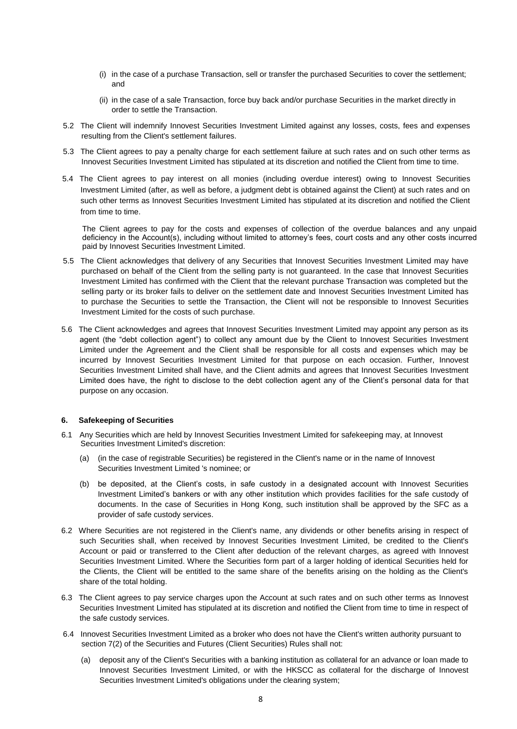(i) in the case of a purchase Transaction, sell or transfer the purchased Securities to cover the settlement; and

(ii) in the case of a sale Transaction, force buy back and/or purchase Securities in the market directly in order to settle the Transaction.

5.2 The Client will indemnify Innovest Securities Investment Limited against any losses, costs, fees and expenses resulting from the Client's settlement failures.

5.3 The Client agrees to pay a penalty charge for each settlement failure at such rates and on such other terms as Innovest Securities Investment Limited has stipulated at its discretion and notified the Client from time to time.

5.4 The Client agrees to pay interest on all monies (including overdue interest) owing to Innovest Securities Investment Limited (after, as well as before, a judgment debt is obtained against the Client) at such rates and on such other terms as Innovest Securities Investment Limited has stipulated at its discretion and notified the Client from time to time.

The Client agrees to pay for the costs and expenses of collection of the overdue balances and any unpaid deficiency in the Account(s), including without limited to attorney's fees, court costs and any other costs incurred paid by Innovest Securities Investment Limited.

5.5 The Client acknowledges that delivery of any Securities that Innovest Securities Investment Limited may have purchased on behalf of the Client from the selling party is not guaranteed. In the case that Innovest Securities Investment Limited has confirmed with the Client that the relevant purchase Transaction was completed but the selling party or its broker fails to deliver on the settlement date and Innovest Securities Investment Limited has to purchase the Securities to settle the Transaction, the Client will not be responsible to Innovest Securities Investment Limited for the costs of such purchase.

5.6 The Client acknowledges and agrees that Innovest Securities Investment Limited may appoint any person as its agent (the "debt collection agent") to collect any amount due by the Client to Innovest Securities Investment Limited under the Agreement and the Client shall be responsible for all costs and expenses which may be incurred by Innovest Securities Investment Limited for that purpose on each occasion. Further, Innovest Securities Investment Limited shall have, and the Client admits and agrees that Innovest Securities Investment Limited does have, the right to disclose to the debt collection agent any of the Client's personal data for that purpose on any occasion.

**6. Safekeeping of Securities**

6.1 Any Securities which are held by Innovest Securities Investment Limited for safekeeping may, at Innovest Securities Investment Limited's discretion:

(a) (in the case of registrable Securities) be registered in the Client's name or in the name of Innovest Securities Investment Limited 's nominee; or

(b) be deposited, at the Client's costs, in safe custody in a designated account with Innovest Securities Investment Limited's bankers or with any other institution which provides facilities for the safe custody of documents. In the case of Securities in Hong Kong, such institution shall be approved by the SFC as a provider of safe custody services.

6.2 Where Securities are not registered in the Client's name, any dividends or other benefits arising in respect of such Securities shall, when received by Innovest Securities Investment Limited, be credited to the Client's Account or paid or transferred to the Client after deduction of the relevant charges, as agreed with Innovest Securities Investment Limited. Where the Securities form part of a larger holding of identical Securities held for the Clients, the Client will be entitled to the same share of the benefits arising on the holding as the Client's share of the total holding.

6.3 The Client agrees to pay service charges upon the Account at such rates and on such other terms as Innovest Securities Investment Limited has stipulated at its discretion and notified the Client from time to time in respect of the safe custody services.

6.4 Innovest Securities Investment Limited as a broker who does not have the Client's written authority pursuant to section 7(2) of the Securities and Futures (Client Securities) Rules shall not:

(a) deposit any of the Client's Securities with a banking institution as collateral for an advance or loan made to Innovest Securities Investment Limited, or with the HKSCC as collateral for the discharge of Innovest Securities Investment Limited's obligations under the clearing system;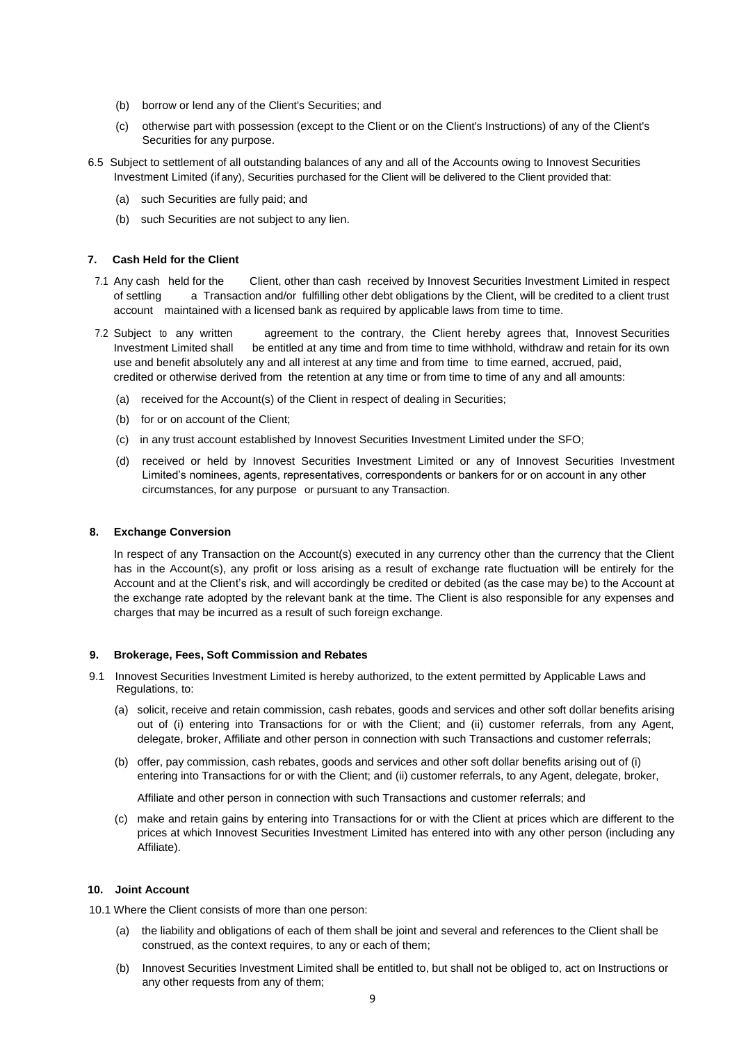(b) borrow or lend any of the Client's Securities; and

(c) otherwise part with possession (except to the Client or on the Client's Instructions) of any of the Client's Securities for any purpose.

6.5 Subject to settlement of all outstanding balances of any and all of the Accounts owing to Innovest Securities Investment Limited (if any), Securities purchased for the Client will be delivered to the Client provided that:

(a) such Securities are fully paid; and

(b) such Securities are not subject to any lien.

**7. Cash Held for the Client**

7.1 Any cash held for the Client, other than cash received by Innovest Securities Investment Limited in respect of settling a Transaction and/or fulfilling other debt obligations by the Client, will be credited to a client trust account maintained with a licensed bank as required by applicable laws from time to time.

7.2 Subject to any written agreement to the contrary, the Client hereby agrees that, Innovest Securities Investment Limited shall be entitled at any time and from time to time withhold, withdraw and retain for its own use and benefit absolutely any and all interest at any time and from time to time earned, accrued, paid, credited or otherwise derived from the retention at any time or from time to time of any and all amounts:

(a) received for the Account(s) of the Client in respect of dealing in Securities;

(b) for or on account of the Client;

(c) in any trust account established by Innovest Securities Investment Limited under the SFO;

(d) received or held by Innovest Securities Investment Limited or any of Innovest Securities Investment Limited's nominees, agents, representatives, correspondents or bankers for or on account in any other circumstances, for any purpose or pursuant to any Transaction.

**8. Exchange Conversion**

In respect of any Transaction on the Account(s) executed in any currency other than the currency that the Client has in the Account(s), any profit or loss arising as a result of exchange rate fluctuation will be entirely for the Account and at the Client's risk, and will accordingly be credited or debited (as the case may be) to the Account at the exchange rate adopted by the relevant bank at the time. The Client is also responsible for any expenses and charges that may be incurred as a result of such foreign exchange.

**9. Brokerage, Fees, Soft Commission and Rebates**

9.1 Innovest Securities Investment Limited is hereby authorized, to the extent permitted by Applicable Laws and Regulations, to:

(a) solicit, receive and retain commission, cash rebates, goods and services and other soft dollar benefits arising out of (i) entering into Transactions for or with the Client; and (ii) customer referrals, from any Agent, delegate, broker, Affiliate and other person in connection with such Transactions and customer referrals;

(b) offer, pay commission, cash rebates, goods and services and other soft dollar benefits arising out of (i) entering into Transactions for or with the Client; and (ii) customer referrals, to any Agent, delegate, broker, Affiliate and other person in connection with such Transactions and customer referrals; and

(c) make and retain gains by entering into Transactions for or with the Client at prices which are different to the prices at which Innovest Securities Investment Limited has entered into with any other person (including any Affiliate).

**10. Joint Account**

10.1 Where the Client consists of more than one person:

(a) the liability and obligations of each of them shall be joint and several and references to the Client shall be construed, as the context requires, to any or each of them;

(b) Innovest Securities Investment Limited shall be entitled to, but shall not be obliged to, act on Instructions or any other requests from any of them;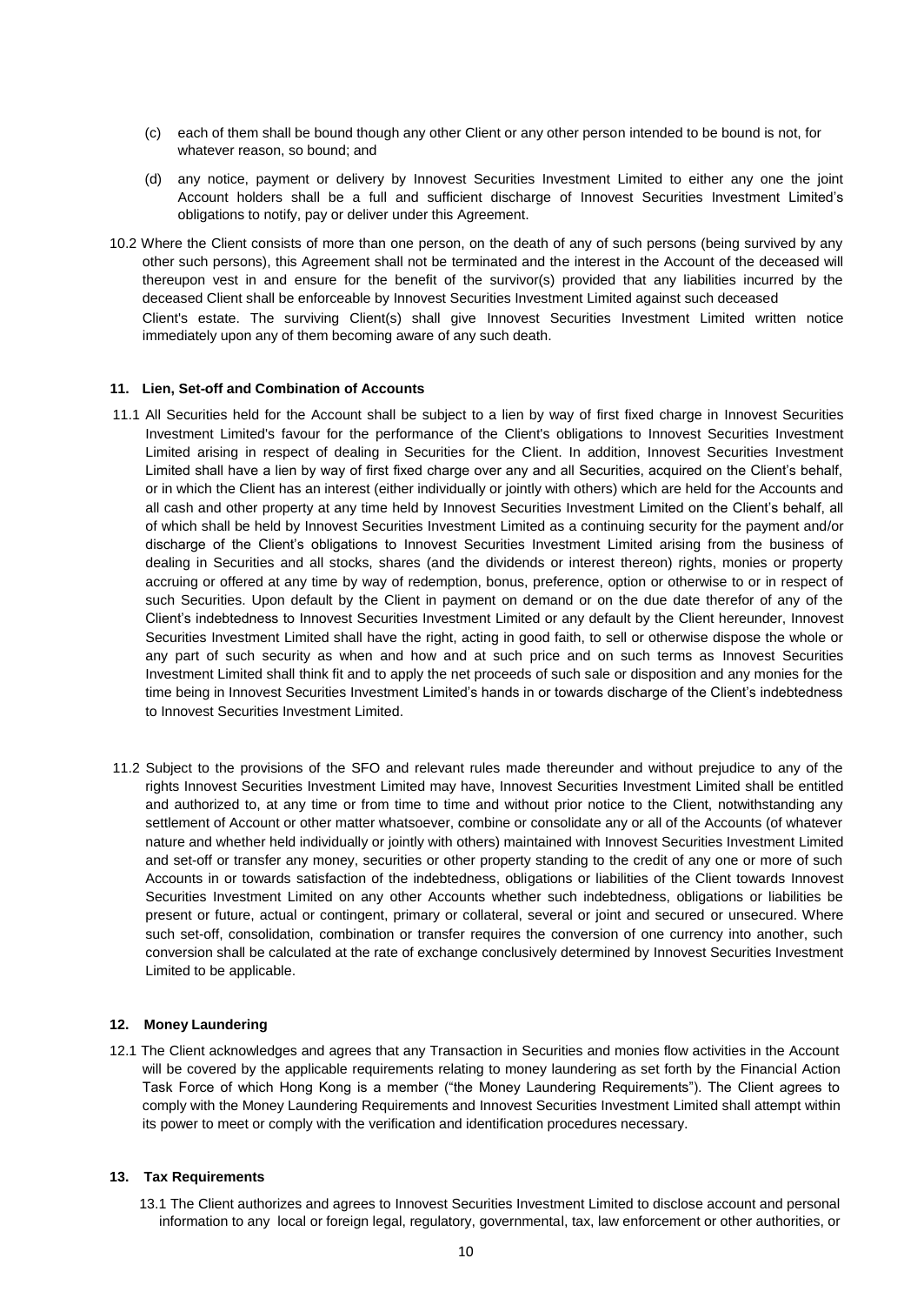(c) each of them shall be bound though any other Client or any other person intended to be bound is not, for whatever reason, so bound; and

(d) any notice, payment or delivery by Innovest Securities Investment Limited to either any one the joint Account holders shall be a full and sufficient discharge of Innovest Securities Investment Limited's obligations to notify, pay or deliver under this Agreement.

10.2 Where the Client consists of more than one person, on the death of any of such persons (being survived by any other such persons), this Agreement shall not be terminated and the interest in the Account of the deceased will thereupon vest in and ensure for the benefit of the survivor(s) provided that any liabilities incurred by the deceased Client shall be enforceable by Innovest Securities Investment Limited against such deceased Client's estate. The surviving Client(s) shall give Innovest Securities Investment Limited written notice immediately upon any of them becoming aware of any such death.

#### 11. Lien, Set-off and Combination of Accounts

11.1 All Securities held for the Account shall be subject to a lien by way of first fixed charge in Innovest Securities Investment Limited's favour for the performance of the Client's obligations to Innovest Securities Investment Limited arising in respect of dealing in Securities for the Client. In addition, Innovest Securities Investment Limited shall have a lien by way of first fixed charge over any and all Securities, acquired on the Client's behalf, or in which the Client has an interest (either individually or jointly with others) which are held for the Accounts and all cash and other property at any time held by Innovest Securities Investment Limited on the Client's behalf, all of which shall be held by Innovest Securities Investment Limited as a continuing security for the payment and/or discharge of the Client's obligations to Innovest Securities Investment Limited arising from the business of dealing in Securities and all stocks, shares (and the dividends or interest thereon) rights, monies or property accruing or offered at any time by way of redemption, bonus, preference, option or otherwise to or in respect of such Securities. Upon default by the Client in payment on demand or on the due date therefor of any of the Client's indebtedness to Innovest Securities Investment Limited or any default by the Client hereunder, Innovest Securities Investment Limited shall have the right, acting in good faith, to sell or otherwise dispose the whole or any part of such security as when and how and at such price and on such terms as Innovest Securities Investment Limited shall think fit and to apply the net proceeds of such sale or disposition and any monies for the time being in Innovest Securities Investment Limited's hands in or towards discharge of the Client's indebtedness to Innovest Securities Investment Limited.

11.2 Subject to the provisions of the SFO and relevant rules made thereunder and without prejudice to any of the rights Innovest Securities Investment Limited may have, Innovest Securities Investment Limited shall be entitled and authorized to, at any time or from time to time and without prior notice to the Client, notwithstanding any settlement of Account or other matter whatsoever, combine or consolidate any or all of the Accounts (of whatever nature and whether held individually or jointly with others) maintained with Innovest Securities Investment Limited and set-off or transfer any money, securities or other property standing to the credit of any one or more of such Accounts in or towards satisfaction of the indebtedness, obligations or liabilities of the Client towards Innovest Securities Investment Limited on any other Accounts whether such indebtedness, obligations or liabilities be present or future, actual or contingent, primary or collateral, several or joint and secured or unsecured. Where such set-off, consolidation, combination or transfer requires the conversion of one currency into another, such conversion shall be calculated at the rate of exchange conclusively determined by Innovest Securities Investment Limited to be applicable.

#### 12. Money Laundering

12.1 The Client acknowledges and agrees that any Transaction in Securities and monies flow activities in the Account will be covered by the applicable requirements relating to money laundering as set forth by the Financial Action Task Force of which Hong Kong is a member ("the Money Laundering Requirements"). The Client agrees to comply with the Money Laundering Requirements and Innovest Securities Investment Limited shall attempt within its power to meet or comply with the verification and identification procedures necessary.

#### 13. Tax Requirements

13.1 The Client authorizes and agrees to Innovest Securities Investment Limited to disclose account and personal information to any local or foreign legal, regulatory, governmental, tax, law enforcement or other authorities, or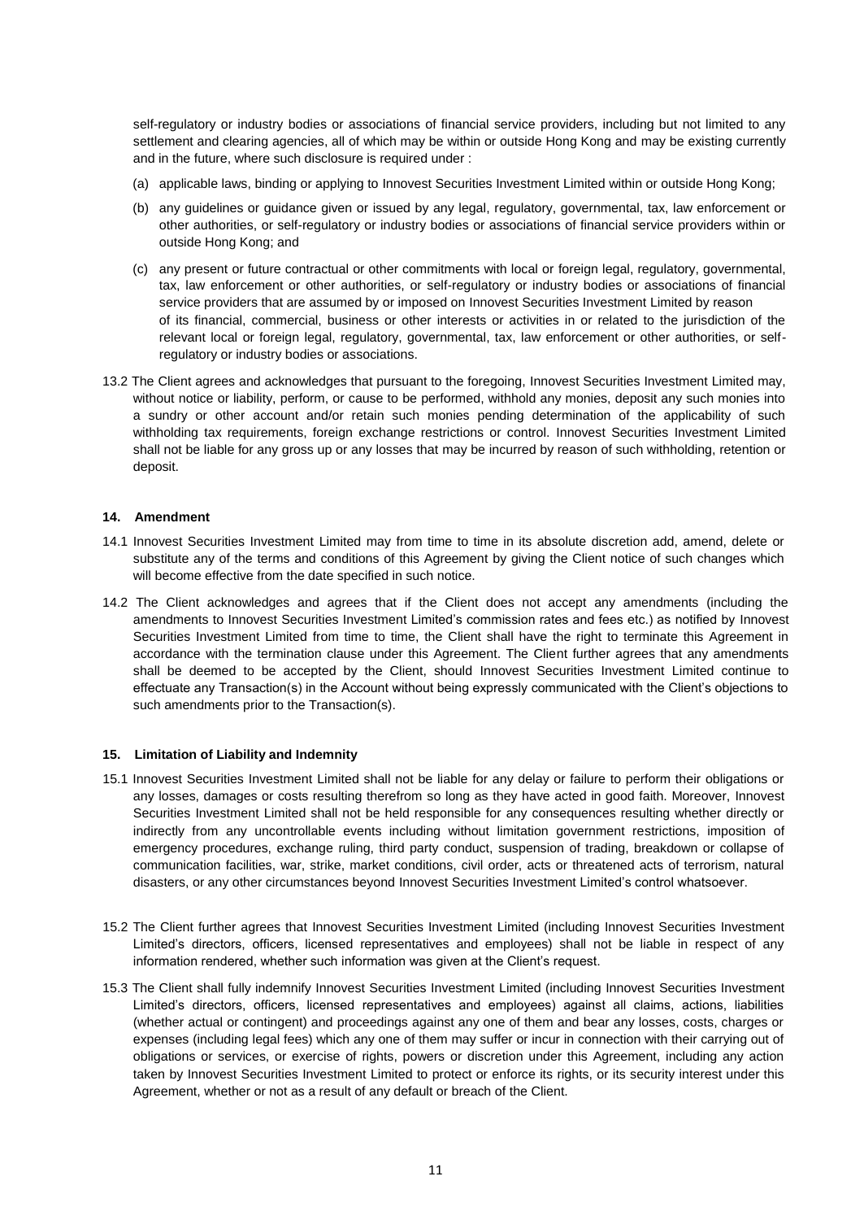self-regulatory or industry bodies or associations of financial service providers, including but not limited to any settlement and clearing agencies, all of which may be within or outside Hong Kong and may be existing currently and in the future, where such disclosure is required under :

(a) applicable laws, binding or applying to Innovest Securities Investment Limited within or outside Hong Kong;

(b) any guidelines or guidance given or issued by any legal, regulatory, governmental, tax, law enforcement or other authorities, or self-regulatory or industry bodies or associations of financial service providers within or outside Hong Kong; and

(c) any present or future contractual or other commitments with local or foreign legal, regulatory, governmental, tax, law enforcement or other authorities, or self-regulatory or industry bodies or associations of financial service providers that are assumed by or imposed on Innovest Securities Investment Limited by reason of its financial, commercial, business or other interests or activities in or related to the jurisdiction of the relevant local or foreign legal, regulatory, governmental, tax, law enforcement or other authorities, or self-regulatory or industry bodies or associations.

13.2 The Client agrees and acknowledges that pursuant to the foregoing, Innovest Securities Investment Limited may, without notice or liability, perform, or cause to be performed, withhold any monies, deposit any such monies into a sundry or other account and/or retain such monies pending determination of the applicability of such withholding tax requirements, foreign exchange restrictions or control. Innovest Securities Investment Limited shall not be liable for any gross up or any losses that may be incurred by reason of such withholding, retention or deposit.

#### 14. Amendment

14.1 Innovest Securities Investment Limited may from time to time in its absolute discretion add, amend, delete or substitute any of the terms and conditions of this Agreement by giving the Client notice of such changes which will become effective from the date specified in such notice.

14.2 The Client acknowledges and agrees that if the Client does not accept any amendments (including the amendments to Innovest Securities Investment Limited's commission rates and fees etc.) as notified by Innovest Securities Investment Limited from time to time, the Client shall have the right to terminate this Agreement in accordance with the termination clause under this Agreement. The Client further agrees that any amendments shall be deemed to be accepted by the Client, should Innovest Securities Investment Limited continue to effectuate any Transaction(s) in the Account without being expressly communicated with the Client's objections to such amendments prior to the Transaction(s).

#### 15. Limitation of Liability and Indemnity

15.1 Innovest Securities Investment Limited shall not be liable for any delay or failure to perform their obligations or any losses, damages or costs resulting therefrom so long as they have acted in good faith. Moreover, Innovest Securities Investment Limited shall not be held responsible for any consequences resulting whether directly or indirectly from any uncontrollable events including without limitation government restrictions, imposition of emergency procedures, exchange ruling, third party conduct, suspension of trading, breakdown or collapse of communication facilities, war, strike, market conditions, civil order, acts or threatened acts of terrorism, natural disasters, or any other circumstances beyond Innovest Securities Investment Limited's control whatsoever.

15.2 The Client further agrees that Innovest Securities Investment Limited (including Innovest Securities Investment Limited's directors, officers, licensed representatives and employees) shall not be liable in respect of any information rendered, whether such information was given at the Client's request.

15.3 The Client shall fully indemnify Innovest Securities Investment Limited (including Innovest Securities Investment Limited's directors, officers, licensed representatives and employees) against all claims, actions, liabilities (whether actual or contingent) and proceedings against any one of them and bear any losses, costs, charges or expenses (including legal fees) which any one of them may suffer or incur in connection with their carrying out of obligations or services, or exercise of rights, powers or discretion under this Agreement, including any action taken by Innovest Securities Investment Limited to protect or enforce its rights, or its security interest under this Agreement, whether or not as a result of any default or breach of the Client.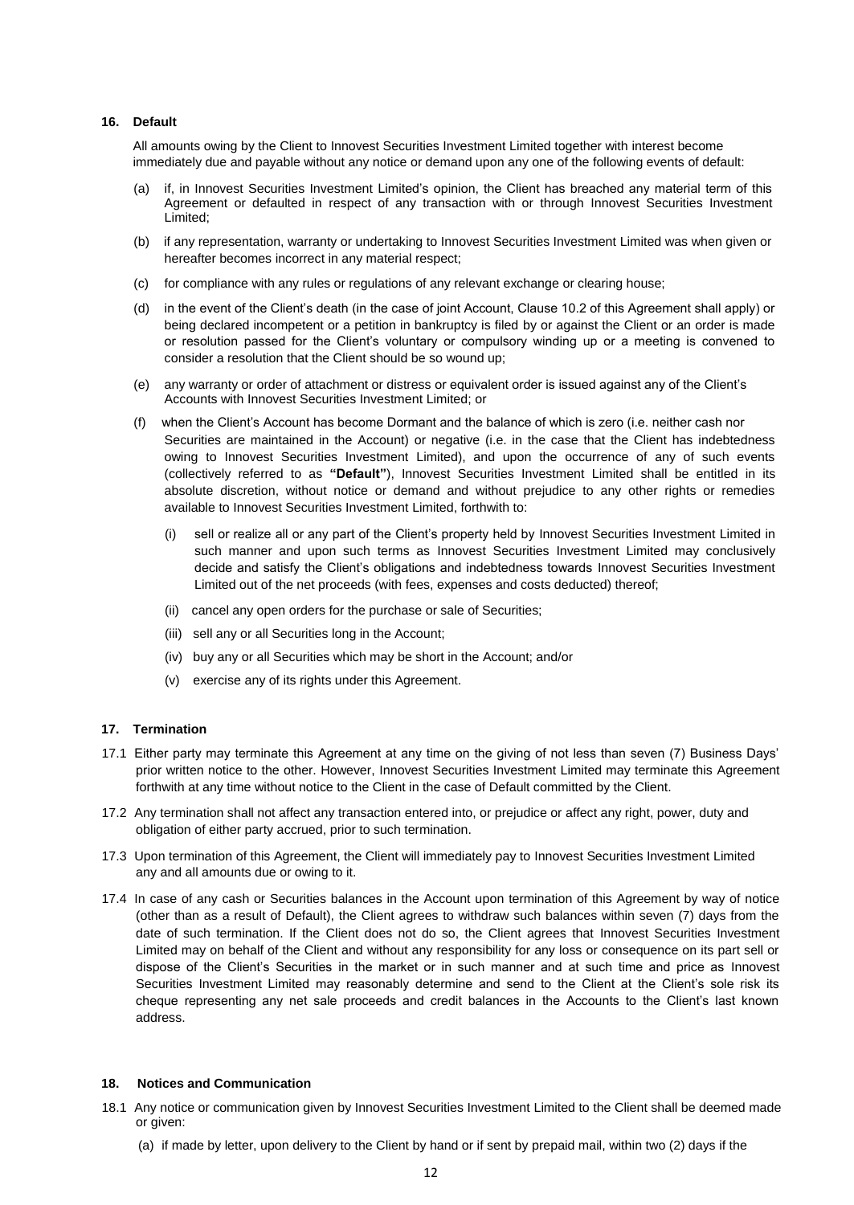## 16. Default

All amounts owing by the Client to Innovest Securities Investment Limited together with interest become immediately due and payable without any notice or demand upon any one of the following events of default:

(a) if, in Innovest Securities Investment Limited's opinion, the Client has breached any material term of this Agreement or defaulted in respect of any transaction with or through Innovest Securities Investment Limited;

(b) if any representation, warranty or undertaking to Innovest Securities Investment Limited was when given or hereafter becomes incorrect in any material respect;

(c) for compliance with any rules or regulations of any relevant exchange or clearing house;

(d) in the event of the Client's death (in the case of joint Account, Clause 10.2 of this Agreement shall apply) or being declared incompetent or a petition in bankruptcy is filed by or against the Client or an order is made or resolution passed for the Client's voluntary or compulsory winding up or a meeting is convened to consider a resolution that the Client should be so wound up;

(e) any warranty or order of attachment or distress or equivalent order is issued against any of the Client's Accounts with Innovest Securities Investment Limited; or

(f) when the Client's Account has become Dormant and the balance of which is zero (i.e. neither cash nor Securities are maintained in the Account) or negative (i.e. in the case that the Client has indebtedness owing to Innovest Securities Investment Limited), and upon the occurrence of any of such events (collectively referred to as **"Default"**), Innovest Securities Investment Limited shall be entitled in its absolute discretion, without notice or demand and without prejudice to any other rights or remedies available to Innovest Securities Investment Limited, forthwith to:

   (i) sell or realize all or any part of the Client's property held by Innovest Securities Investment Limited in such manner and upon such terms as Innovest Securities Investment Limited may conclusively decide and satisfy the Client's obligations and indebtedness towards Innovest Securities Investment Limited out of the net proceeds (with fees, expenses and costs deducted) thereof;

   (ii) cancel any open orders for the purchase or sale of Securities;

   (iii) sell any or all Securities long in the Account;

   (iv) buy any or all Securities which may be short in the Account; and/or

   (v) exercise any of its rights under this Agreement.

## 17. Termination

17.1 Either party may terminate this Agreement at any time on the giving of not less than seven (7) Business Days' prior written notice to the other. However, Innovest Securities Investment Limited may terminate this Agreement forthwith at any time without notice to the Client in the case of Default committed by the Client.

17.2 Any termination shall not affect any transaction entered into, or prejudice or affect any right, power, duty and obligation of either party accrued, prior to such termination.

17.3 Upon termination of this Agreement, the Client will immediately pay to Innovest Securities Investment Limited any and all amounts due or owing to it.

17.4 In case of any cash or Securities balances in the Account upon termination of this Agreement by way of notice (other than as a result of Default), the Client agrees to withdraw such balances within seven (7) days from the date of such termination. If the Client does not do so, the Client agrees that Innovest Securities Investment Limited may on behalf of the Client and without any responsibility for any loss or consequence on its part sell or dispose of the Client's Securities in the market or in such manner and at such time and price as Innovest Securities Investment Limited may reasonably determine and send to the Client at the Client's sole risk its cheque representing any net sale proceeds and credit balances in the Accounts to the Client's last known address.

## 18. Notices and Communication

18.1 Any notice or communication given by Innovest Securities Investment Limited to the Client shall be deemed made or given:

   (a) if made by letter, upon delivery to the Client by hand or if sent by prepaid mail, within two (2) days if the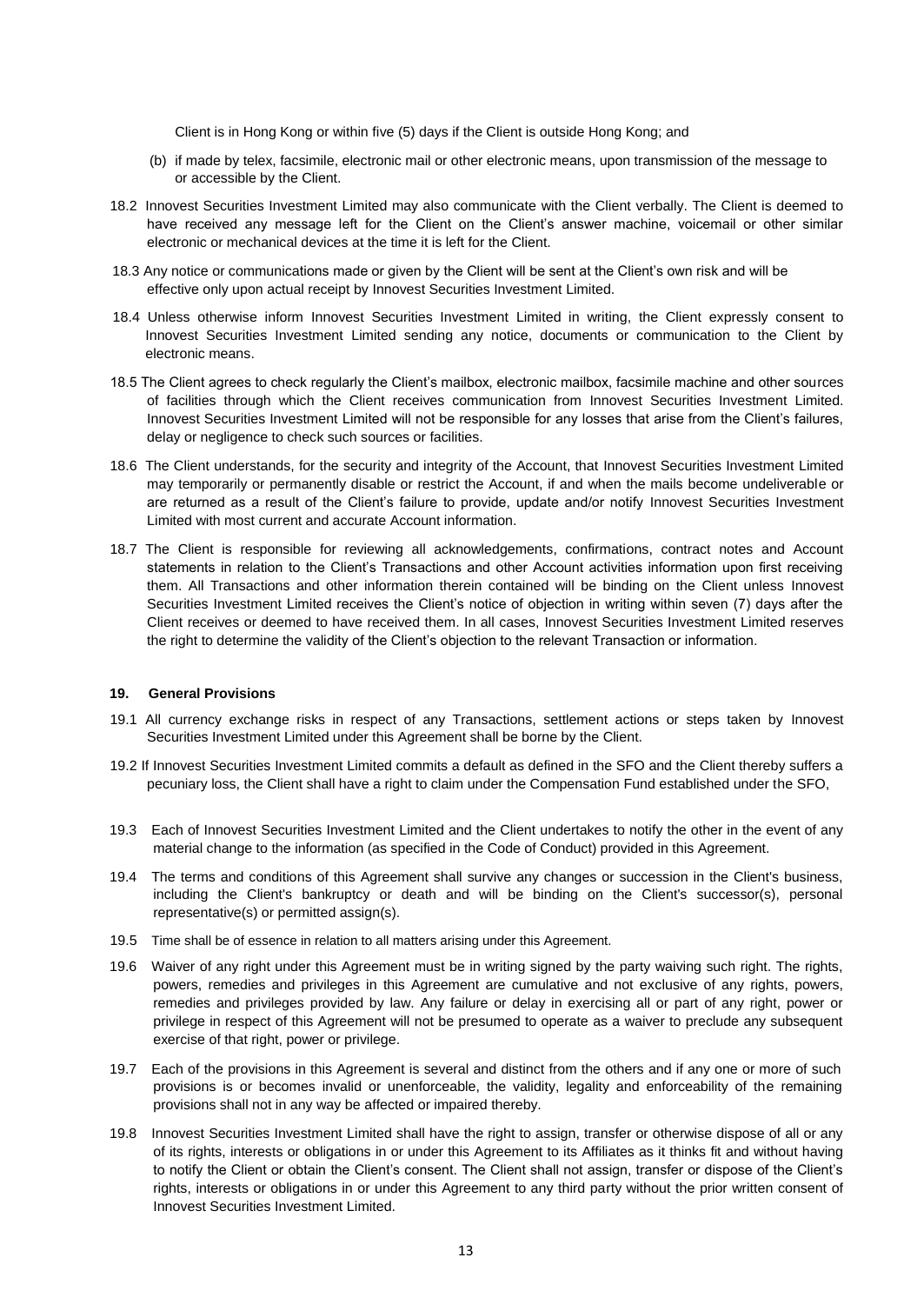Client is in Hong Kong or within five (5) days if the Client is outside Hong Kong; and

(b) if made by telex, facsimile, electronic mail or other electronic means, upon transmission of the message to or accessible by the Client.

18.2 Innovest Securities Investment Limited may also communicate with the Client verbally. The Client is deemed to have received any message left for the Client on the Client's answer machine, voicemail or other similar electronic or mechanical devices at the time it is left for the Client.

18.3 Any notice or communications made or given by the Client will be sent at the Client's own risk and will be effective only upon actual receipt by Innovest Securities Investment Limited.

18.4 Unless otherwise inform Innovest Securities Investment Limited in writing, the Client expressly consent to Innovest Securities Investment Limited sending any notice, documents or communication to the Client by electronic means.

18.5 The Client agrees to check regularly the Client's mailbox, electronic mailbox, facsimile machine and other sources of facilities through which the Client receives communication from Innovest Securities Investment Limited. Innovest Securities Investment Limited will not be responsible for any losses that arise from the Client's failures, delay or negligence to check such sources or facilities.

18.6 The Client understands, for the security and integrity of the Account, that Innovest Securities Investment Limited may temporarily or permanently disable or restrict the Account, if and when the mails become undeliverable or are returned as a result of the Client's failure to provide, update and/or notify Innovest Securities Investment Limited with most current and accurate Account information.

18.7 The Client is responsible for reviewing all acknowledgements, confirmations, contract notes and Account statements in relation to the Client's Transactions and other Account activities information upon first receiving them. All Transactions and other information therein contained will be binding on the Client unless Innovest Securities Investment Limited receives the Client's notice of objection in writing within seven (7) days after the Client receives or deemed to have received them. In all cases, Innovest Securities Investment Limited reserves the right to determine the validity of the Client's objection to the relevant Transaction or information.

## 19. General Provisions

19.1 All currency exchange risks in respect of any Transactions, settlement actions or steps taken by Innovest Securities Investment Limited under this Agreement shall be borne by the Client.

19.2 If Innovest Securities Investment Limited commits a default as defined in the SFO and the Client thereby suffers a pecuniary loss, the Client shall have a right to claim under the Compensation Fund established under the SFO,

19.3 Each of Innovest Securities Investment Limited and the Client undertakes to notify the other in the event of any material change to the information (as specified in the Code of Conduct) provided in this Agreement.

19.4 The terms and conditions of this Agreement shall survive any changes or succession in the Client's business, including the Client's bankruptcy or death and will be binding on the Client's successor(s), personal representative(s) or permitted assign(s).

19.5 Time shall be of essence in relation to all matters arising under this Agreement.

19.6 Waiver of any right under this Agreement must be in writing signed by the party waiving such right. The rights, powers, remedies and privileges in this Agreement are cumulative and not exclusive of any rights, powers, remedies and privileges provided by law. Any failure or delay in exercising all or part of any right, power or privilege in respect of this Agreement will not be presumed to operate as a waiver to preclude any subsequent exercise of that right, power or privilege.

19.7 Each of the provisions in this Agreement is several and distinct from the others and if any one or more of such provisions is or becomes invalid or unenforceable, the validity, legality and enforceability of the remaining provisions shall not in any way be affected or impaired thereby.

19.8 Innovest Securities Investment Limited shall have the right to assign, transfer or otherwise dispose of all or any of its rights, interests or obligations in or under this Agreement to its Affiliates as it thinks fit and without having to notify the Client or obtain the Client's consent. The Client shall not assign, transfer or dispose of the Client's rights, interests or obligations in or under this Agreement to any third party without the prior written consent of Innovest Securities Investment Limited.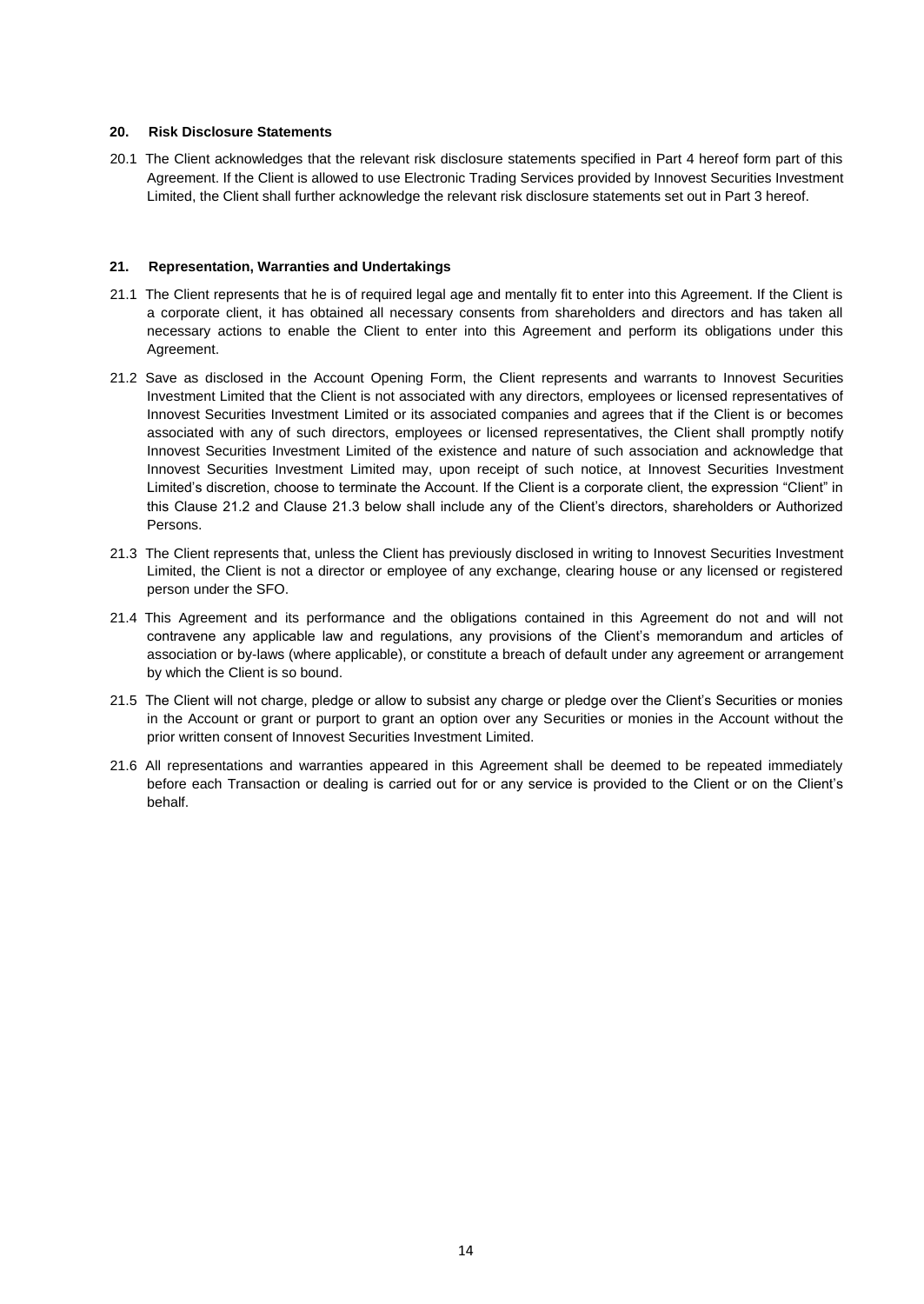## 20. Risk Disclosure Statements

20.1 The Client acknowledges that the relevant risk disclosure statements specified in Part 4 hereof form part of this Agreement. If the Client is allowed to use Electronic Trading Services provided by Innovest Securities Investment Limited, the Client shall further acknowledge the relevant risk disclosure statements set out in Part 3 hereof.

## 21. Representation, Warranties and Undertakings

21.1 The Client represents that he is of required legal age and mentally fit to enter into this Agreement. If the Client is a corporate client, it has obtained all necessary consents from shareholders and directors and has taken all necessary actions to enable the Client to enter into this Agreement and perform its obligations under this Agreement.

21.2 Save as disclosed in the Account Opening Form, the Client represents and warrants to Innovest Securities Investment Limited that the Client is not associated with any directors, employees or licensed representatives of Innovest Securities Investment Limited or its associated companies and agrees that if the Client is or becomes associated with any of such directors, employees or licensed representatives, the Client shall promptly notify Innovest Securities Investment Limited of the existence and nature of such association and acknowledge that Innovest Securities Investment Limited may, upon receipt of such notice, at Innovest Securities Investment Limited's discretion, choose to terminate the Account. If the Client is a corporate client, the expression "Client" in this Clause 21.2 and Clause 21.3 below shall include any of the Client's directors, shareholders or Authorized Persons.

21.3 The Client represents that, unless the Client has previously disclosed in writing to Innovest Securities Investment Limited, the Client is not a director or employee of any exchange, clearing house or any licensed or registered person under the SFO.

21.4 This Agreement and its performance and the obligations contained in this Agreement do not and will not contravene any applicable law and regulations, any provisions of the Client's memorandum and articles of association or by-laws (where applicable), or constitute a breach of default under any agreement or arrangement by which the Client is so bound.

21.5 The Client will not charge, pledge or allow to subsist any charge or pledge over the Client's Securities or monies in the Account or grant or purport to grant an option over any Securities or monies in the Account without the prior written consent of Innovest Securities Investment Limited.

21.6 All representations and warranties appeared in this Agreement shall be deemed to be repeated immediately before each Transaction or dealing is carried out for or any service is provided to the Client or on the Client's behalf.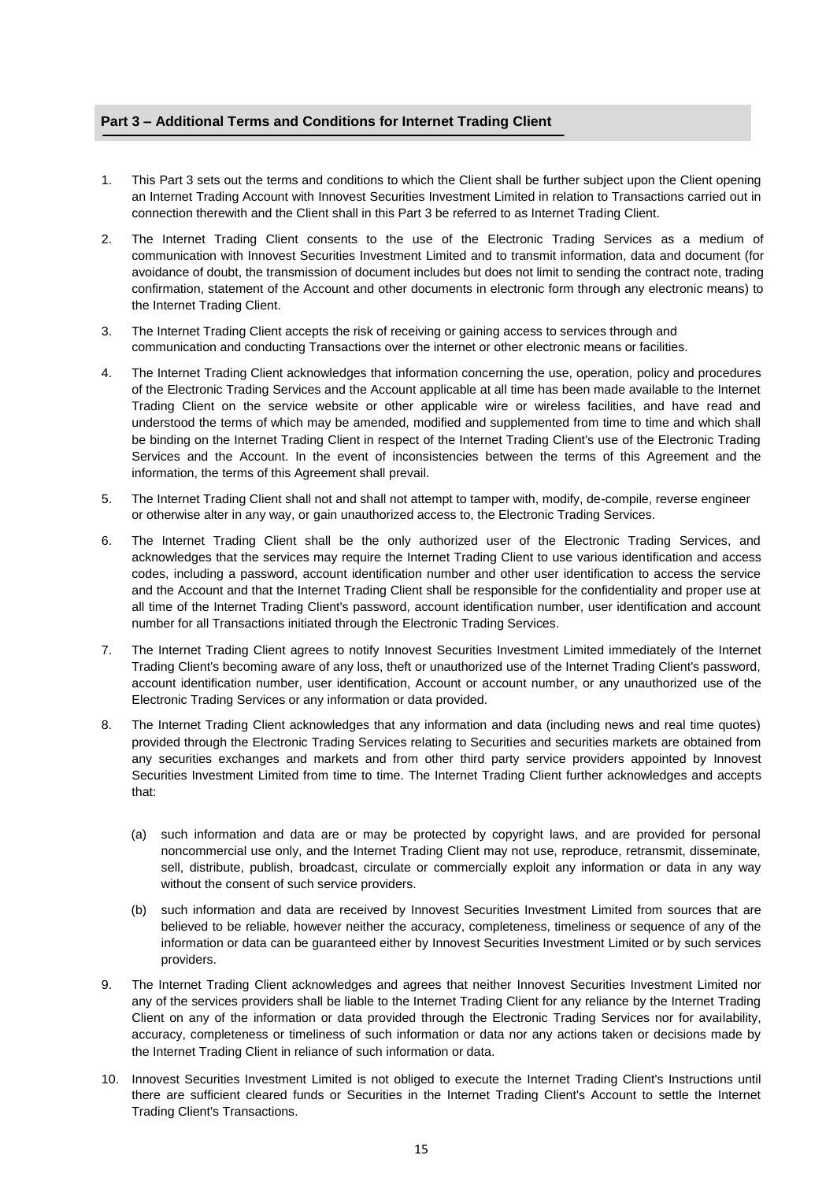## Part 3 – Additional Terms and Conditions for Internet Trading Client

1. This Part 3 sets out the terms and conditions to which the Client shall be further subject upon the Client opening an Internet Trading Account with Innovest Securities Investment Limited in relation to Transactions carried out in connection therewith and the Client shall in this Part 3 be referred to as Internet Trading Client.

2. The Internet Trading Client consents to the use of the Electronic Trading Services as a medium of communication with Innovest Securities Investment Limited and to transmit information, data and document (for avoidance of doubt, the transmission of document includes but does not limit to sending the contract note, trading confirmation, statement of the Account and other documents in electronic form through any electronic means) to the Internet Trading Client.

3. The Internet Trading Client accepts the risk of receiving or gaining access to services through and communication and conducting Transactions over the internet or other electronic means or facilities.

4. The Internet Trading Client acknowledges that information concerning the use, operation, policy and procedures of the Electronic Trading Services and the Account applicable at all time has been made available to the Internet Trading Client on the service website or other applicable wire or wireless facilities, and have read and understood the terms of which may be amended, modified and supplemented from time to time and which shall be binding on the Internet Trading Client in respect of the Internet Trading Client's use of the Electronic Trading Services and the Account. In the event of inconsistencies between the terms of this Agreement and the information, the terms of this Agreement shall prevail.

5. The Internet Trading Client shall not and shall not attempt to tamper with, modify, de-compile, reverse engineer or otherwise alter in any way, or gain unauthorized access to, the Electronic Trading Services.

6. The Internet Trading Client shall be the only authorized user of the Electronic Trading Services, and acknowledges that the services may require the Internet Trading Client to use various identification and access codes, including a password, account identification number and other user identification to access the service and the Account and that the Internet Trading Client shall be responsible for the confidentiality and proper use at all time of the Internet Trading Client's password, account identification number, user identification and account number for all Transactions initiated through the Electronic Trading Services.

7. The Internet Trading Client agrees to notify Innovest Securities Investment Limited immediately of the Internet Trading Client's becoming aware of any loss, theft or unauthorized use of the Internet Trading Client's password, account identification number, user identification, Account or account number, or any unauthorized use of the Electronic Trading Services or any information or data provided.

8. The Internet Trading Client acknowledges that any information and data (including news and real time quotes) provided through the Electronic Trading Services relating to Securities and securities markets are obtained from any securities exchanges and markets and from other third party service providers appointed by Innovest Securities Investment Limited from time to time. The Internet Trading Client further acknowledges and accepts that:

   (a) such information and data are or may be protected by copyright laws, and are provided for personal noncommercial use only, and the Internet Trading Client may not use, reproduce, retransmit, disseminate, sell, distribute, publish, broadcast, circulate or commercially exploit any information or data in any way without the consent of such service providers.

   (b) such information and data are received by Innovest Securities Investment Limited from sources that are believed to be reliable, however neither the accuracy, completeness, timeliness or sequence of any of the information or data can be guaranteed either by Innovest Securities Investment Limited or by such services providers.

9. The Internet Trading Client acknowledges and agrees that neither Innovest Securities Investment Limited nor any of the services providers shall be liable to the Internet Trading Client for any reliance by the Internet Trading Client on any of the information or data provided through the Electronic Trading Services nor for availability, accuracy, completeness or timeliness of such information or data nor any actions taken or decisions made by the Internet Trading Client in reliance of such information or data.

10. Innovest Securities Investment Limited is not obliged to execute the Internet Trading Client's Instructions until there are sufficient cleared funds or Securities in the Internet Trading Client's Account to settle the Internet Trading Client's Transactions.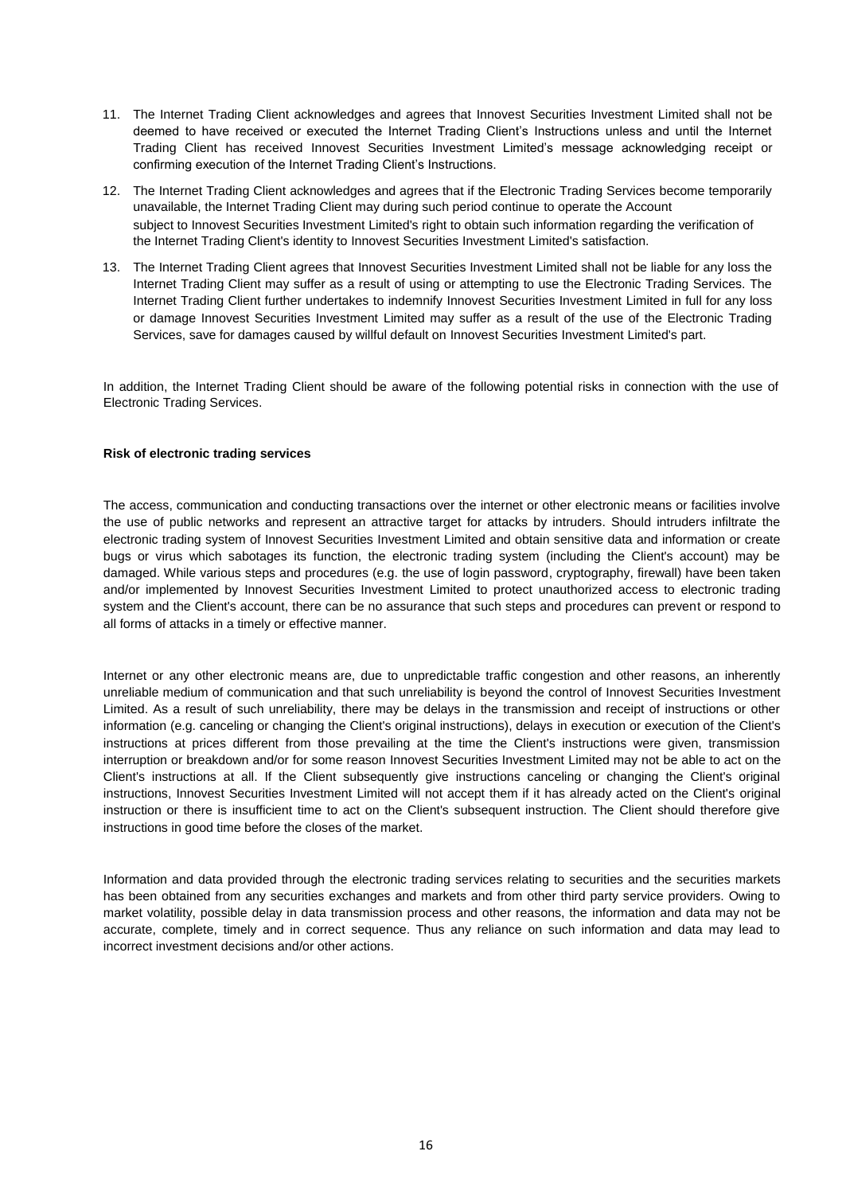11. The Internet Trading Client acknowledges and agrees that Innovest Securities Investment Limited shall not be deemed to have received or executed the Internet Trading Client's Instructions unless and until the Internet Trading Client has received Innovest Securities Investment Limited's message acknowledging receipt or confirming execution of the Internet Trading Client's Instructions.

12. The Internet Trading Client acknowledges and agrees that if the Electronic Trading Services become temporarily unavailable, the Internet Trading Client may during such period continue to operate the Account subject to Innovest Securities Investment Limited's right to obtain such information regarding the verification of the Internet Trading Client's identity to Innovest Securities Investment Limited's satisfaction.

13. The Internet Trading Client agrees that Innovest Securities Investment Limited shall not be liable for any loss the Internet Trading Client may suffer as a result of using or attempting to use the Electronic Trading Services. The Internet Trading Client further undertakes to indemnify Innovest Securities Investment Limited in full for any loss or damage Innovest Securities Investment Limited may suffer as a result of the use of the Electronic Trading Services, save for damages caused by willful default on Innovest Securities Investment Limited's part.

In addition, the Internet Trading Client should be aware of the following potential risks in connection with the use of Electronic Trading Services.

**Risk of electronic trading services**

The access, communication and conducting transactions over the internet or other electronic means or facilities involve the use of public networks and represent an attractive target for attacks by intruders. Should intruders infiltrate the electronic trading system of Innovest Securities Investment Limited and obtain sensitive data and information or create bugs or virus which sabotages its function, the electronic trading system (including the Client's account) may be damaged. While various steps and procedures (e.g. the use of login password, cryptography, firewall) have been taken and/or implemented by Innovest Securities Investment Limited to protect unauthorized access to electronic trading system and the Client's account, there can be no assurance that such steps and procedures can prevent or respond to all forms of attacks in a timely or effective manner.

Internet or any other electronic means are, due to unpredictable traffic congestion and other reasons, an inherently unreliable medium of communication and that such unreliability is beyond the control of Innovest Securities Investment Limited. As a result of such unreliability, there may be delays in the transmission and receipt of instructions or other information (e.g. canceling or changing the Client's original instructions), delays in execution or execution of the Client's instructions at prices different from those prevailing at the time the Client's instructions were given, transmission interruption or breakdown and/or for some reason Innovest Securities Investment Limited may not be able to act on the Client's instructions at all. If the Client subsequently give instructions canceling or changing the Client's original instructions, Innovest Securities Investment Limited will not accept them if it has already acted on the Client's original instruction or there is insufficient time to act on the Client's subsequent instruction. The Client should therefore give instructions in good time before the closes of the market.

Information and data provided through the electronic trading services relating to securities and the securities markets has been obtained from any securities exchanges and markets and from other third party service providers. Owing to market volatility, possible delay in data transmission process and other reasons, the information and data may not be accurate, complete, timely and in correct sequence. Thus any reliance on such information and data may lead to incorrect investment decisions and/or other actions.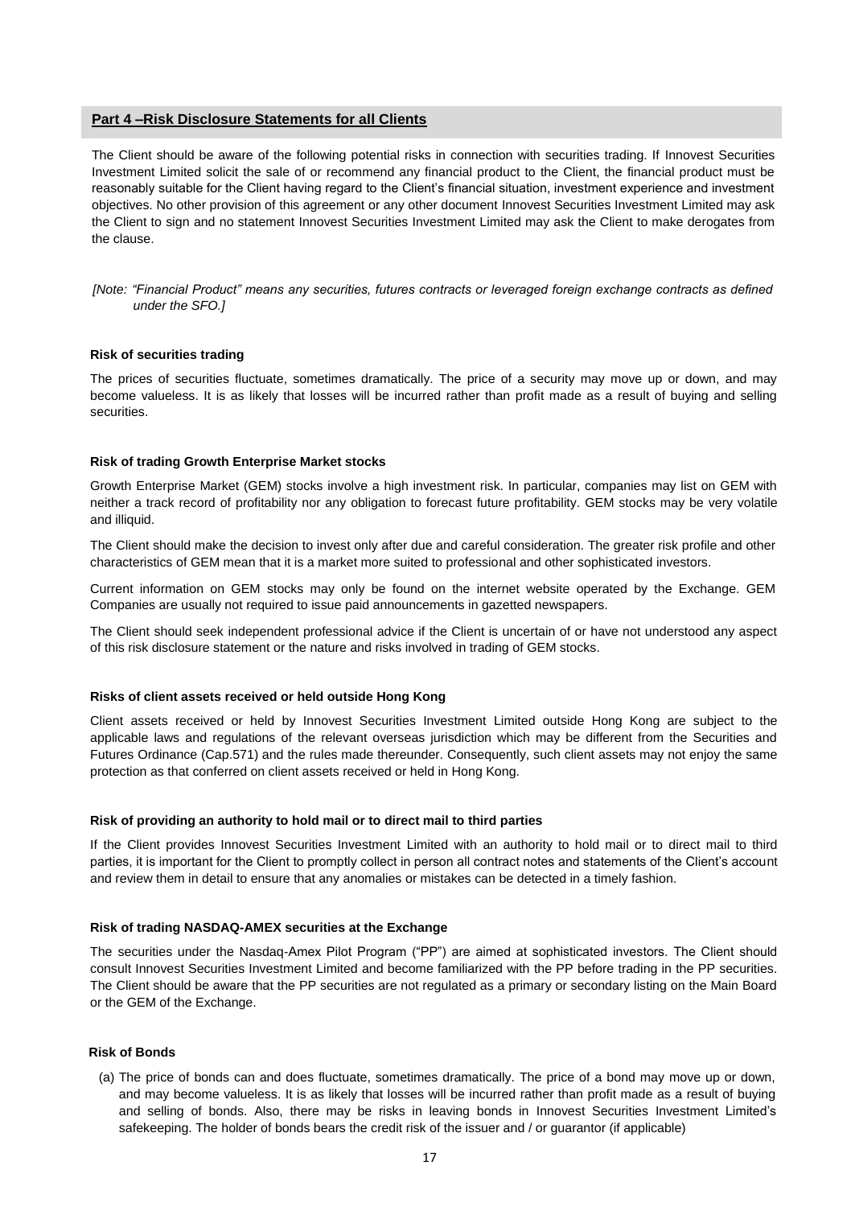## Part 4 –Risk Disclosure Statements for all Clients

The Client should be aware of the following potential risks in connection with securities trading. If Innovest Securities Investment Limited solicit the sale of or recommend any financial product to the Client, the financial product must be reasonably suitable for the Client having regard to the Client's financial situation, investment experience and investment objectives. No other provision of this agreement or any other document Innovest Securities Investment Limited may ask the Client to sign and no statement Innovest Securities Investment Limited may ask the Client to make derogates from the clause.

*[Note: "Financial Product" means any securities, futures contracts or leveraged foreign exchange contracts as defined under the SFO.]*

**Risk of securities trading**

The prices of securities fluctuate, sometimes dramatically. The price of a security may move up or down, and may become valueless. It is as likely that losses will be incurred rather than profit made as a result of buying and selling securities.

**Risk of trading Growth Enterprise Market stocks**

Growth Enterprise Market (GEM) stocks involve a high investment risk. In particular, companies may list on GEM with neither a track record of profitability nor any obligation to forecast future profitability. GEM stocks may be very volatile and illiquid.

The Client should make the decision to invest only after due and careful consideration. The greater risk profile and other characteristics of GEM mean that it is a market more suited to professional and other sophisticated investors.

Current information on GEM stocks may only be found on the internet website operated by the Exchange. GEM Companies are usually not required to issue paid announcements in gazetted newspapers.

The Client should seek independent professional advice if the Client is uncertain of or have not understood any aspect of this risk disclosure statement or the nature and risks involved in trading of GEM stocks.

**Risks of client assets received or held outside Hong Kong**

Client assets received or held by Innovest Securities Investment Limited outside Hong Kong are subject to the applicable laws and regulations of the relevant overseas jurisdiction which may be different from the Securities and Futures Ordinance (Cap.571) and the rules made thereunder. Consequently, such client assets may not enjoy the same protection as that conferred on client assets received or held in Hong Kong.

**Risk of providing an authority to hold mail or to direct mail to third parties**

If the Client provides Innovest Securities Investment Limited with an authority to hold mail or to direct mail to third parties, it is important for the Client to promptly collect in person all contract notes and statements of the Client's account and review them in detail to ensure that any anomalies or mistakes can be detected in a timely fashion.

**Risk of trading NASDAQ-AMEX securities at the Exchange**

The securities under the Nasdaq-Amex Pilot Program ("PP") are aimed at sophisticated investors. The Client should consult Innovest Securities Investment Limited and become familiarized with the PP before trading in the PP securities. The Client should be aware that the PP securities are not regulated as a primary or secondary listing on the Main Board or the GEM of the Exchange.

**Risk of Bonds**

(a) The price of bonds can and does fluctuate, sometimes dramatically. The price of a bond may move up or down, and may become valueless. It is as likely that losses will be incurred rather than profit made as a result of buying and selling of bonds. Also, there may be risks in leaving bonds in Innovest Securities Investment Limited's safekeeping. The holder of bonds bears the credit risk of the issuer and / or guarantor (if applicable)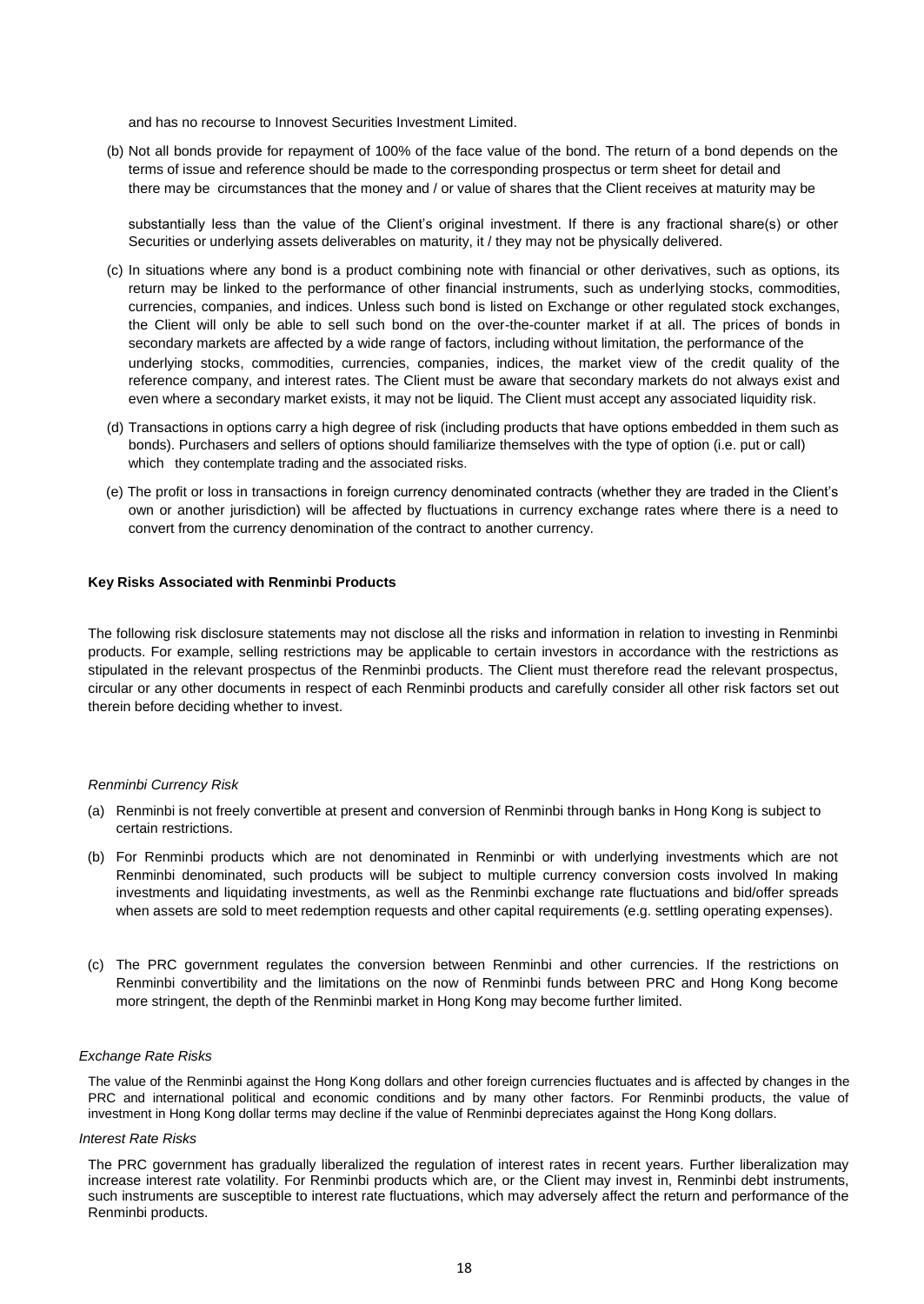and has no recourse to Innovest Securities Investment Limited.

(b) Not all bonds provide for repayment of 100% of the face value of the bond. The return of a bond depends on the terms of issue and reference should be made to the corresponding prospectus or term sheet for detail and there may be circumstances that the money and / or value of shares that the Client receives at maturity may be substantially less than the value of the Client's original investment. If there is any fractional share(s) or other Securities or underlying assets deliverables on maturity, it / they may not be physically delivered.

(c) In situations where any bond is a product combining note with financial or other derivatives, such as options, its return may be linked to the performance of other financial instruments, such as underlying stocks, commodities, currencies, companies, and indices. Unless such bond is listed on Exchange or other regulated stock exchanges, the Client will only be able to sell such bond on the over-the-counter market if at all. The prices of bonds in secondary markets are affected by a wide range of factors, including without limitation, the performance of the underlying stocks, commodities, currencies, companies, indices, the market view of the credit quality of the reference company, and interest rates. The Client must be aware that secondary markets do not always exist and even where a secondary market exists, it may not be liquid. The Client must accept any associated liquidity risk.

(d) Transactions in options carry a high degree of risk (including products that have options embedded in them such as bonds). Purchasers and sellers of options should familiarize themselves with the type of option (i.e. put or call) which they contemplate trading and the associated risks.

(e) The profit or loss in transactions in foreign currency denominated contracts (whether they are traded in the Client's own or another jurisdiction) will be affected by fluctuations in currency exchange rates where there is a need to convert from the currency denomination of the contract to another currency.

**Key Risks Associated with Renminbi Products**

The following risk disclosure statements may not disclose all the risks and information in relation to investing in Renminbi products. For example, selling restrictions may be applicable to certain investors in accordance with the restrictions as stipulated in the relevant prospectus of the Renminbi products. The Client must therefore read the relevant prospectus, circular or any other documents in respect of each Renminbi products and carefully consider all other risk factors set out therein before deciding whether to invest.

*Renminbi Currency Risk*

(a) Renminbi is not freely convertible at present and conversion of Renminbi through banks in Hong Kong is subject to certain restrictions.

(b) For Renminbi products which are not denominated in Renminbi or with underlying investments which are not Renminbi denominated, such products will be subject to multiple currency conversion costs involved In making investments and liquidating investments, as well as the Renminbi exchange rate fluctuations and bid/offer spreads when assets are sold to meet redemption requests and other capital requirements (e.g. settling operating expenses).

(c) The PRC government regulates the conversion between Renminbi and other currencies. If the restrictions on Renminbi convertibility and the limitations on the now of Renminbi funds between PRC and Hong Kong become more stringent, the depth of the Renminbi market in Hong Kong may become further limited.

*Exchange Rate Risks*

The value of the Renminbi against the Hong Kong dollars and other foreign currencies fluctuates and is affected by changes in the PRC and international political and economic conditions and by many other factors. For Renminbi products, the value of investment in Hong Kong dollar terms may decline if the value of Renminbi depreciates against the Hong Kong dollars.

*Interest Rate Risks*

The PRC government has gradually liberalized the regulation of interest rates in recent years. Further liberalization may increase interest rate volatility. For Renminbi products which are, or the Client may invest in, Renminbi debt instruments, such instruments are susceptible to interest rate fluctuations, which may adversely affect the return and performance of the Renminbi products.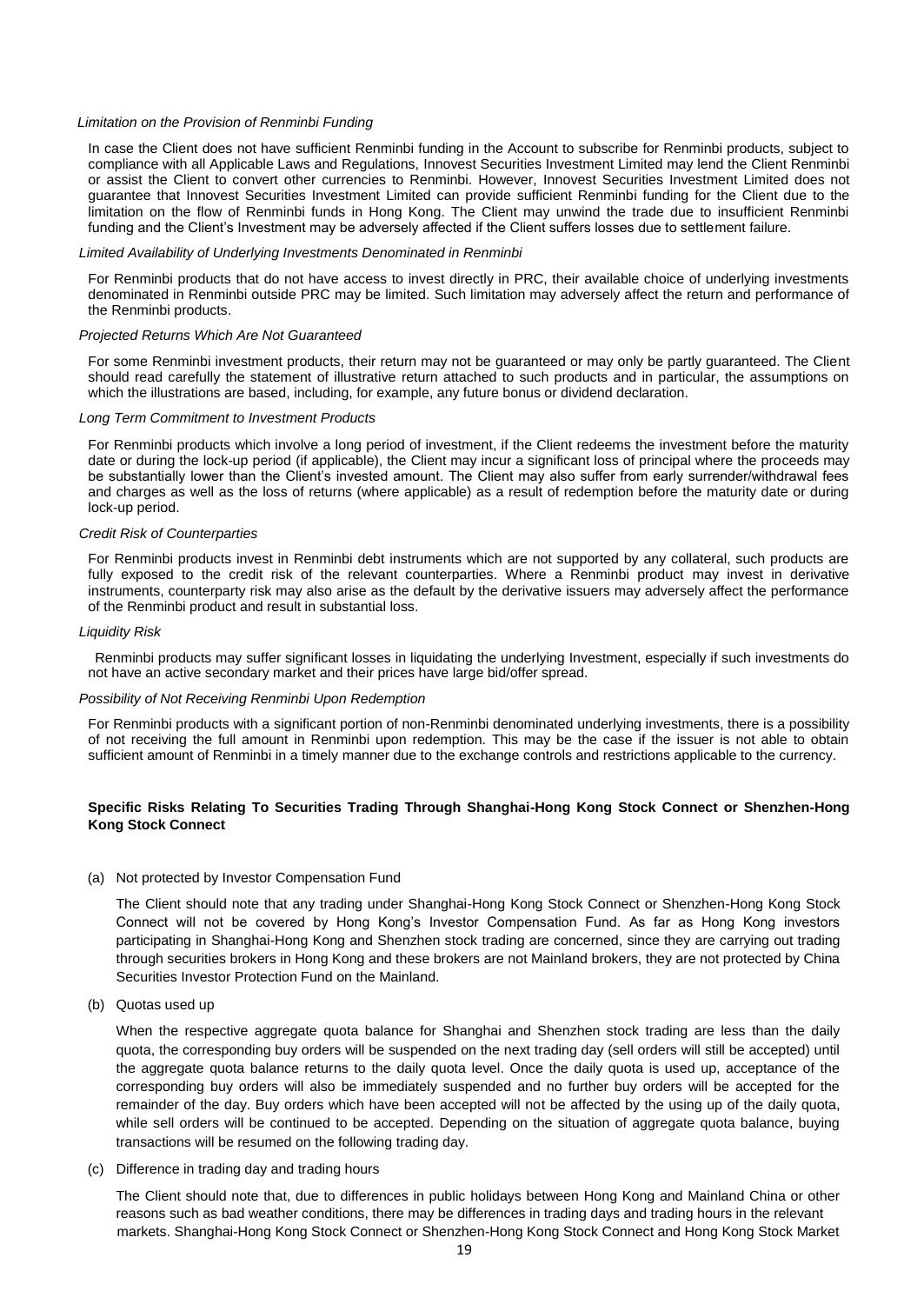*Limitation on the Provision of Renminbi Funding*

In case the Client does not have sufficient Renminbi funding in the Account to subscribe for Renminbi products, subject to compliance with all Applicable Laws and Regulations, Innovest Securities Investment Limited may lend the Client Renminbi or assist the Client to convert other currencies to Renminbi. However, Innovest Securities Investment Limited does not guarantee that Innovest Securities Investment Limited can provide sufficient Renminbi funding for the Client due to the limitation on the flow of Renminbi funds in Hong Kong. The Client may unwind the trade due to insufficient Renminbi funding and the Client's Investment may be adversely affected if the Client suffers losses due to settlement failure.

*Limited Availability of Underlying Investments Denominated in Renminbi*

For Renminbi products that do not have access to invest directly in PRC, their available choice of underlying investments denominated in Renminbi outside PRC may be limited. Such limitation may adversely affect the return and performance of the Renminbi products.

*Projected Returns Which Are Not Guaranteed*

For some Renminbi investment products, their return may not be guaranteed or may only be partly guaranteed. The Client should read carefully the statement of illustrative return attached to such products and in particular, the assumptions on which the illustrations are based, including, for example, any future bonus or dividend declaration.

*Long Term Commitment to Investment Products*

For Renminbi products which involve a long period of investment, if the Client redeems the investment before the maturity date or during the lock-up period (if applicable), the Client may incur a significant loss of principal where the proceeds may be substantially lower than the Client's invested amount. The Client may also suffer from early surrender/withdrawal fees and charges as well as the loss of returns (where applicable) as a result of redemption before the maturity date or during lock-up period.

*Credit Risk of Counterparties*

For Renminbi products invest in Renminbi debt instruments which are not supported by any collateral, such products are fully exposed to the credit risk of the relevant counterparties. Where a Renminbi product may invest in derivative instruments, counterparty risk may also arise as the default by the derivative issuers may adversely affect the performance of the Renminbi product and result in substantial loss.

*Liquidity Risk*

Renminbi products may suffer significant losses in liquidating the underlying Investment, especially if such investments do not have an active secondary market and their prices have large bid/offer spread.

*Possibility of Not Receiving Renminbi Upon Redemption*

For Renminbi products with a significant portion of non-Renminbi denominated underlying investments, there is a possibility of not receiving the full amount in Renminbi upon redemption. This may be the case if the issuer is not able to obtain sufficient amount of Renminbi in a timely manner due to the exchange controls and restrictions applicable to the currency.

**Specific Risks Relating To Securities Trading Through Shanghai-Hong Kong Stock Connect or Shenzhen-Hong Kong Stock Connect**

(a) Not protected by Investor Compensation Fund

The Client should note that any trading under Shanghai-Hong Kong Stock Connect or Shenzhen-Hong Kong Stock Connect will not be covered by Hong Kong's Investor Compensation Fund. As far as Hong Kong investors participating in Shanghai-Hong Kong and Shenzhen stock trading are concerned, since they are carrying out trading through securities brokers in Hong Kong and these brokers are not Mainland brokers, they are not protected by China Securities Investor Protection Fund on the Mainland.

(b) Quotas used up

When the respective aggregate quota balance for Shanghai and Shenzhen stock trading are less than the daily quota, the corresponding buy orders will be suspended on the next trading day (sell orders will still be accepted) until the aggregate quota balance returns to the daily quota level. Once the daily quota is used up, acceptance of the corresponding buy orders will also be immediately suspended and no further buy orders will be accepted for the remainder of the day. Buy orders which have been accepted will not be affected by the using up of the daily quota, while sell orders will be continued to be accepted. Depending on the situation of aggregate quota balance, buying transactions will be resumed on the following trading day.

(c) Difference in trading day and trading hours

The Client should note that, due to differences in public holidays between Hong Kong and Mainland China or other reasons such as bad weather conditions, there may be differences in trading days and trading hours in the relevant markets. Shanghai-Hong Kong Stock Connect or Shenzhen-Hong Kong Stock Connect and Hong Kong Stock Market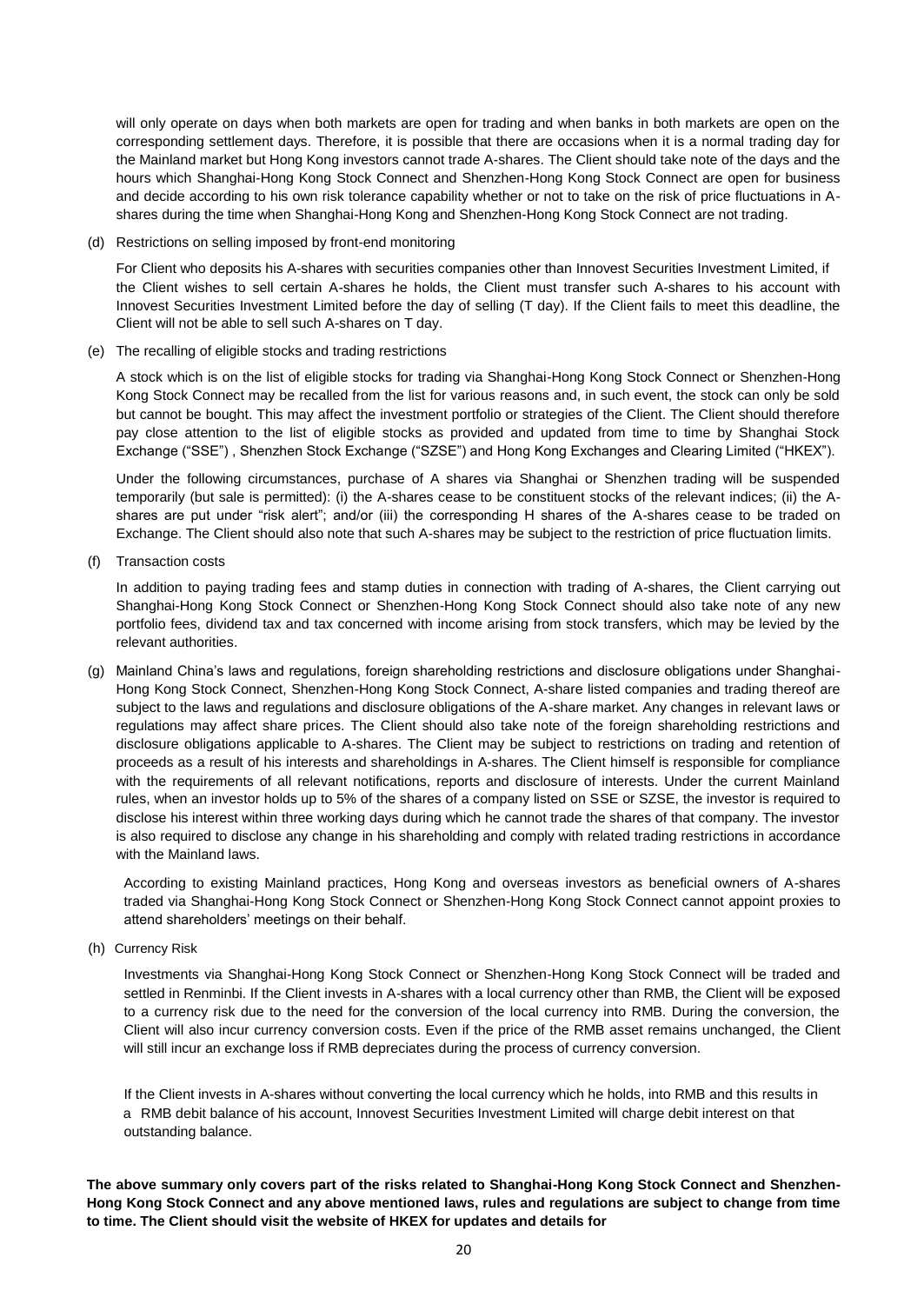will only operate on days when both markets are open for trading and when banks in both markets are open on the corresponding settlement days. Therefore, it is possible that there are occasions when it is a normal trading day for the Mainland market but Hong Kong investors cannot trade A-shares. The Client should take note of the days and the hours which Shanghai-Hong Kong Stock Connect and Shenzhen-Hong Kong Stock Connect are open for business and decide according to his own risk tolerance capability whether or not to take on the risk of price fluctuations in A-shares during the time when Shanghai-Hong Kong and Shenzhen-Hong Kong Stock Connect are not trading.

(d) Restrictions on selling imposed by front-end monitoring

For Client who deposits his A-shares with securities companies other than Innovest Securities Investment Limited, if the Client wishes to sell certain A-shares he holds, the Client must transfer such A-shares to his account with Innovest Securities Investment Limited before the day of selling (T day). If the Client fails to meet this deadline, the Client will not be able to sell such A-shares on T day.

(e) The recalling of eligible stocks and trading restrictions

A stock which is on the list of eligible stocks for trading via Shanghai-Hong Kong Stock Connect or Shenzhen-Hong Kong Stock Connect may be recalled from the list for various reasons and, in such event, the stock can only be sold but cannot be bought. This may affect the investment portfolio or strategies of the Client. The Client should therefore pay close attention to the list of eligible stocks as provided and updated from time to time by Shanghai Stock Exchange ("SSE") , Shenzhen Stock Exchange ("SZSE") and Hong Kong Exchanges and Clearing Limited ("HKEX").

Under the following circumstances, purchase of A shares via Shanghai or Shenzhen trading will be suspended temporarily (but sale is permitted): (i) the A-shares cease to be constituent stocks of the relevant indices; (ii) the A-shares are put under "risk alert"; and/or (iii) the corresponding H shares of the A-shares cease to be traded on Exchange. The Client should also note that such A-shares may be subject to the restriction of price fluctuation limits.

(f) Transaction costs

In addition to paying trading fees and stamp duties in connection with trading of A-shares, the Client carrying out Shanghai-Hong Kong Stock Connect or Shenzhen-Hong Kong Stock Connect should also take note of any new portfolio fees, dividend tax and tax concerned with income arising from stock transfers, which may be levied by the relevant authorities.

(g) Mainland China's laws and regulations, foreign shareholding restrictions and disclosure obligations under Shanghai-Hong Kong Stock Connect, Shenzhen-Hong Kong Stock Connect, A-share listed companies and trading thereof are subject to the laws and regulations and disclosure obligations of the A-share market. Any changes in relevant laws or regulations may affect share prices. The Client should also take note of the foreign shareholding restrictions and disclosure obligations applicable to A-shares. The Client may be subject to restrictions on trading and retention of proceeds as a result of his interests and shareholdings in A-shares. The Client himself is responsible for compliance with the requirements of all relevant notifications, reports and disclosure of interests. Under the current Mainland rules, when an investor holds up to 5% of the shares of a company listed on SSE or SZSE, the investor is required to disclose his interest within three working days during which he cannot trade the shares of that company. The investor is also required to disclose any change in his shareholding and comply with related trading restrictions in accordance with the Mainland laws.

According to existing Mainland practices, Hong Kong and overseas investors as beneficial owners of A-shares traded via Shanghai-Hong Kong Stock Connect or Shenzhen-Hong Kong Stock Connect cannot appoint proxies to attend shareholders' meetings on their behalf.

(h) Currency Risk

Investments via Shanghai-Hong Kong Stock Connect or Shenzhen-Hong Kong Stock Connect will be traded and settled in Renminbi. If the Client invests in A-shares with a local currency other than RMB, the Client will be exposed to a currency risk due to the need for the conversion of the local currency into RMB. During the conversion, the Client will also incur currency conversion costs. Even if the price of the RMB asset remains unchanged, the Client will still incur an exchange loss if RMB depreciates during the process of currency conversion.

If the Client invests in A-shares without converting the local currency which he holds, into RMB and this results in a RMB debit balance of his account, Innovest Securities Investment Limited will charge debit interest on that outstanding balance.

**The above summary only covers part of the risks related to Shanghai-Hong Kong Stock Connect and Shenzhen-Hong Kong Stock Connect and any above mentioned laws, rules and regulations are subject to change from time to time. The Client should visit the website of HKEX for updates and details for**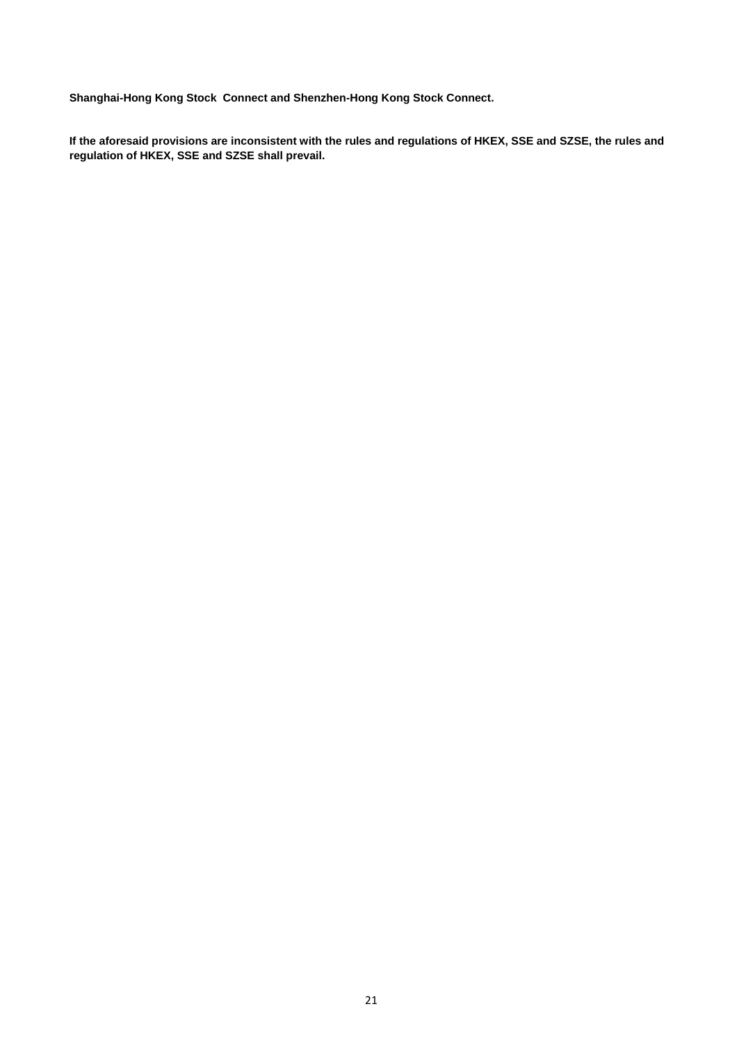**Shanghai-Hong Kong Stock  Connect and Shenzhen-Hong Kong Stock Connect.**

**If the aforesaid provisions are inconsistent with the rules and regulations of HKEX, SSE and SZSE, the rules and regulation of HKEX, SSE and SZSE shall prevail.**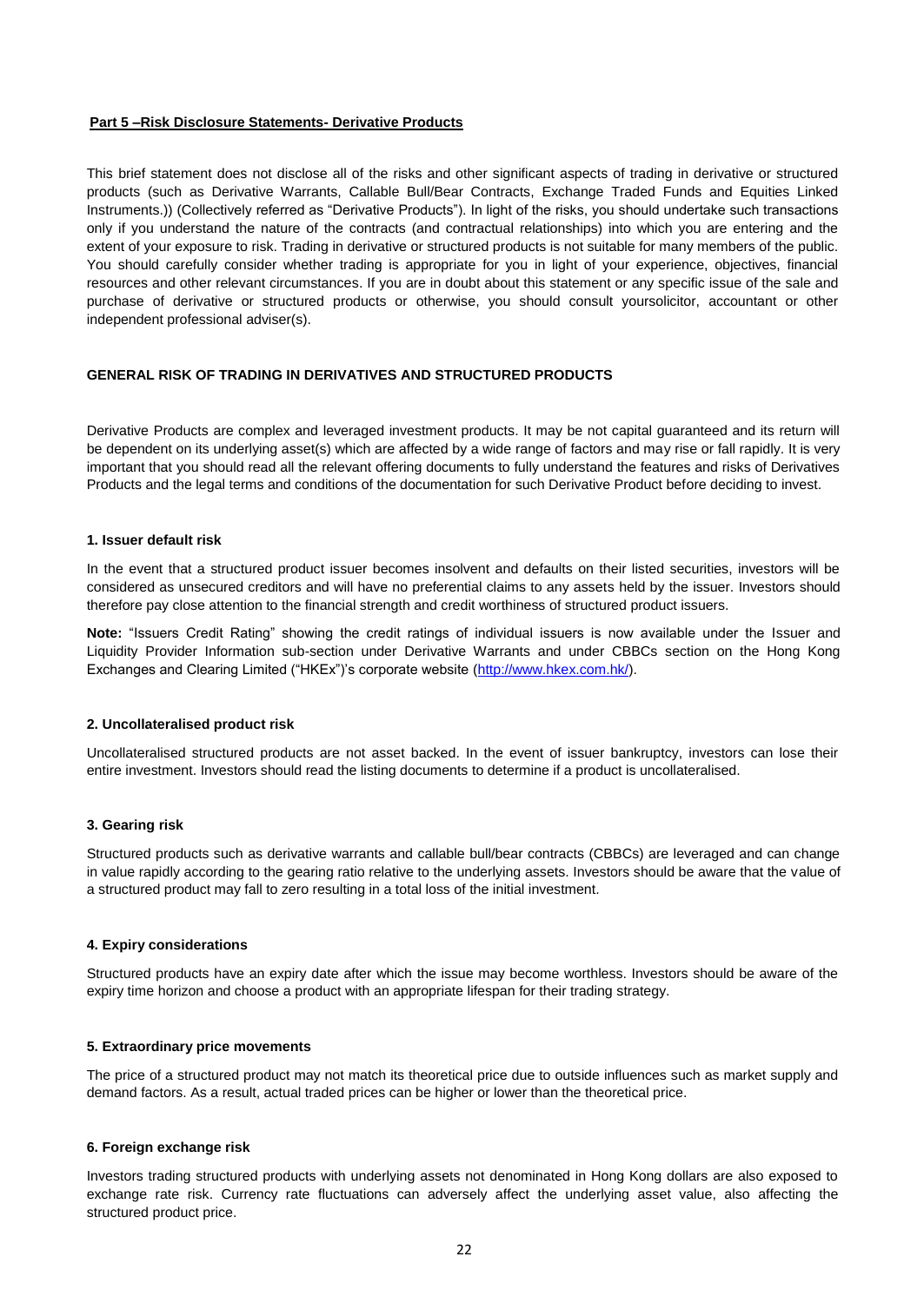## **Part 5 –Risk Disclosure Statements- Derivative Products**

This brief statement does not disclose all of the risks and other significant aspects of trading in derivative or structured products (such as Derivative Warrants, Callable Bull/Bear Contracts, Exchange Traded Funds and Equities Linked Instruments.)) (Collectively referred as "Derivative Products"). In light of the risks, you should undertake such transactions only if you understand the nature of the contracts (and contractual relationships) into which you are entering and the extent of your exposure to risk. Trading in derivative or structured products is not suitable for many members of the public. You should carefully consider whether trading is appropriate for you in light of your experience, objectives, financial resources and other relevant circumstances. If you are in doubt about this statement or any specific issue of the sale and purchase of derivative or structured products or otherwise, you should consult yoursolicitor, accountant or other independent professional adviser(s).

### GENERAL RISK OF TRADING IN DERIVATIVES AND STRUCTURED PRODUCTS

Derivative Products are complex and leveraged investment products. It may be not capital guaranteed and its return will be dependent on its underlying asset(s) which are affected by a wide range of factors and may rise or fall rapidly. It is very important that you should read all the relevant offering documents to fully understand the features and risks of Derivatives Products and the legal terms and conditions of the documentation for such Derivative Product before deciding to invest.

#### 1. Issuer default risk

In the event that a structured product issuer becomes insolvent and defaults on their listed securities, investors will be considered as unsecured creditors and will have no preferential claims to any assets held by the issuer. Investors should therefore pay close attention to the financial strength and credit worthiness of structured product issuers.

**Note:** "Issuers Credit Rating" showing the credit ratings of individual issuers is now available under the Issuer and Liquidity Provider Information sub-section under Derivative Warrants and under CBBCs section on the Hong Kong Exchanges and Clearing Limited ("HKEx")'s corporate website (http://www.hkex.com.hk/).

#### 2. Uncollateralised product risk

Uncollateralised structured products are not asset backed. In the event of issuer bankruptcy, investors can lose their entire investment. Investors should read the listing documents to determine if a product is uncollateralised.

#### 3. Gearing risk

Structured products such as derivative warrants and callable bull/bear contracts (CBBCs) are leveraged and can change in value rapidly according to the gearing ratio relative to the underlying assets. Investors should be aware that the value of a structured product may fall to zero resulting in a total loss of the initial investment.

#### 4. Expiry considerations

Structured products have an expiry date after which the issue may become worthless. Investors should be aware of the expiry time horizon and choose a product with an appropriate lifespan for their trading strategy.

#### 5. Extraordinary price movements

The price of a structured product may not match its theoretical price due to outside influences such as market supply and demand factors. As a result, actual traded prices can be higher or lower than the theoretical price.

#### 6. Foreign exchange risk

Investors trading structured products with underlying assets not denominated in Hong Kong dollars are also exposed to exchange rate risk. Currency rate fluctuations can adversely affect the underlying asset value, also affecting the structured product price.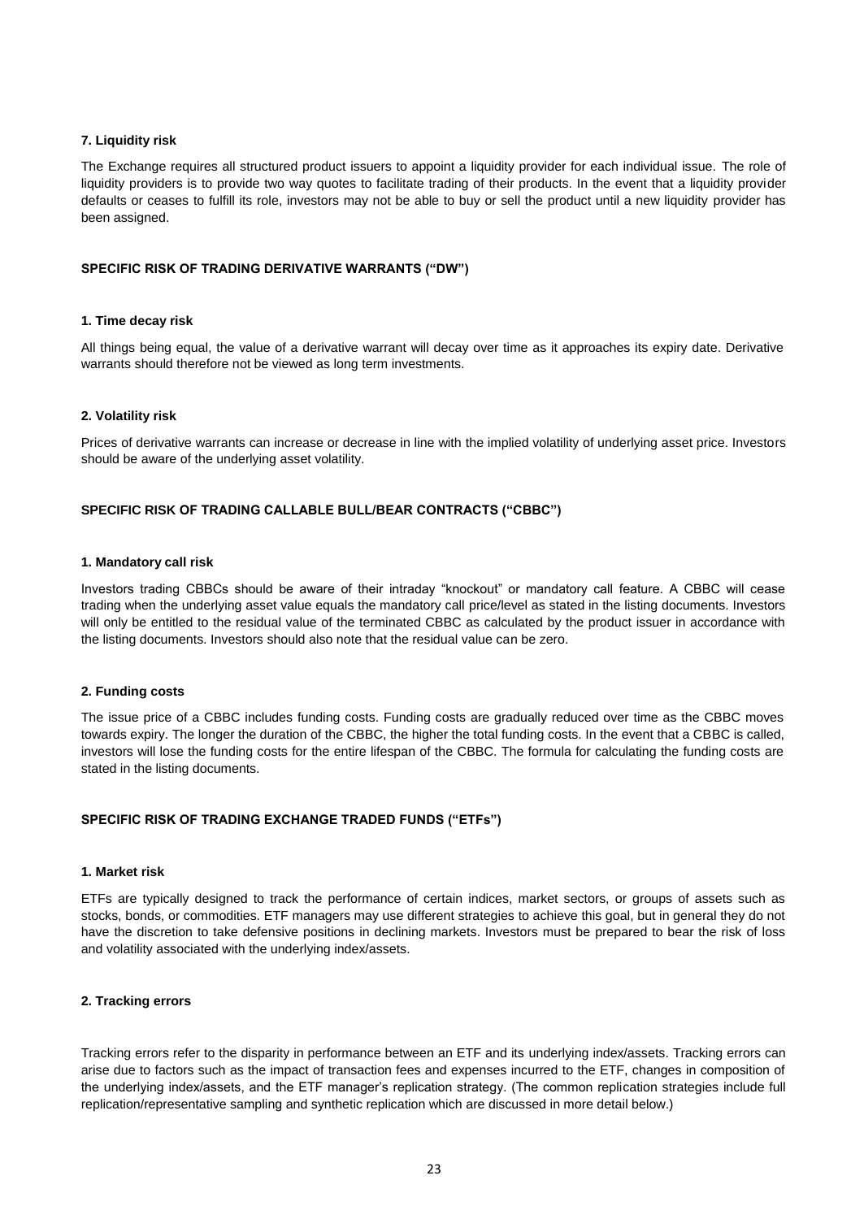#### 7. Liquidity risk

The Exchange requires all structured product issuers to appoint a liquidity provider for each individual issue. The role of liquidity providers is to provide two way quotes to facilitate trading of their products. In the event that a liquidity provider defaults or ceases to fulfill its role, investors may not be able to buy or sell the product until a new liquidity provider has been assigned.

### SPECIFIC RISK OF TRADING DERIVATIVE WARRANTS ("DW")

#### 1. Time decay risk

All things being equal, the value of a derivative warrant will decay over time as it approaches its expiry date. Derivative warrants should therefore not be viewed as long term investments.

#### 2. Volatility risk

Prices of derivative warrants can increase or decrease in line with the implied volatility of underlying asset price. Investors should be aware of the underlying asset volatility.

### SPECIFIC RISK OF TRADING CALLABLE BULL/BEAR CONTRACTS ("CBBC")

#### 1. Mandatory call risk

Investors trading CBBCs should be aware of their intraday "knockout" or mandatory call feature. A CBBC will cease trading when the underlying asset value equals the mandatory call price/level as stated in the listing documents. Investors will only be entitled to the residual value of the terminated CBBC as calculated by the product issuer in accordance with the listing documents. Investors should also note that the residual value can be zero.

#### 2. Funding costs

The issue price of a CBBC includes funding costs. Funding costs are gradually reduced over time as the CBBC moves towards expiry. The longer the duration of the CBBC, the higher the total funding costs. In the event that a CBBC is called, investors will lose the funding costs for the entire lifespan of the CBBC. The formula for calculating the funding costs are stated in the listing documents.

### SPECIFIC RISK OF TRADING EXCHANGE TRADED FUNDS ("ETFs")

#### 1. Market risk

ETFs are typically designed to track the performance of certain indices, market sectors, or groups of assets such as stocks, bonds, or commodities. ETF managers may use different strategies to achieve this goal, but in general they do not have the discretion to take defensive positions in declining markets. Investors must be prepared to bear the risk of loss and volatility associated with the underlying index/assets.

#### 2. Tracking errors

Tracking errors refer to the disparity in performance between an ETF and its underlying index/assets. Tracking errors can arise due to factors such as the impact of transaction fees and expenses incurred to the ETF, changes in composition of the underlying index/assets, and the ETF manager's replication strategy. (The common replication strategies include full replication/representative sampling and synthetic replication which are discussed in more detail below.)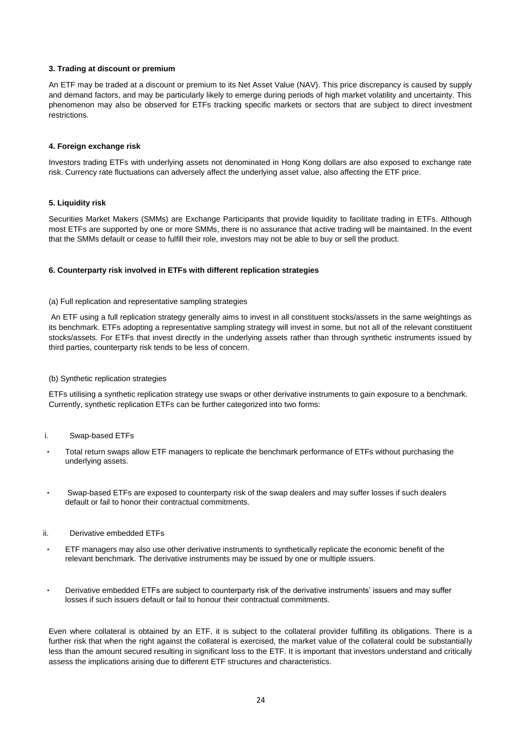**3. Trading at discount or premium**

An ETF may be traded at a discount or premium to its Net Asset Value (NAV). This price discrepancy is caused by supply and demand factors, and may be particularly likely to emerge during periods of high market volatility and uncertainty. This phenomenon may also be observed for ETFs tracking specific markets or sectors that are subject to direct investment restrictions.

**4. Foreign exchange risk**

Investors trading ETFs with underlying assets not denominated in Hong Kong dollars are also exposed to exchange rate risk. Currency rate fluctuations can adversely affect the underlying asset value, also affecting the ETF price.

**5. Liquidity risk**

Securities Market Makers (SMMs) are Exchange Participants that provide liquidity to facilitate trading in ETFs. Although most ETFs are supported by one or more SMMs, there is no assurance that active trading will be maintained. In the event that the SMMs default or cease to fulfill their role, investors may not be able to buy or sell the product.

**6. Counterparty risk involved in ETFs with different replication strategies**

(a) Full replication and representative sampling strategies

An ETF using a full replication strategy generally aims to invest in all constituent stocks/assets in the same weightings as its benchmark. ETFs adopting a representative sampling strategy will invest in some, but not all of the relevant constituent stocks/assets. For ETFs that invest directly in the underlying assets rather than through synthetic instruments issued by third parties, counterparty risk tends to be less of concern.

(b) Synthetic replication strategies

ETFs utilising a synthetic replication strategy use swaps or other derivative instruments to gain exposure to a benchmark. Currently, synthetic replication ETFs can be further categorized into two forms:

i. Swap-based ETFs

- Total return swaps allow ETF managers to replicate the benchmark performance of ETFs without purchasing the underlying assets.
- Swap-based ETFs are exposed to counterparty risk of the swap dealers and may suffer losses if such dealers default or fail to honor their contractual commitments.

ii. Derivative embedded ETFs

- ETF managers may also use other derivative instruments to synthetically replicate the economic benefit of the relevant benchmark. The derivative instruments may be issued by one or multiple issuers.
- Derivative embedded ETFs are subject to counterparty risk of the derivative instruments' issuers and may suffer losses if such issuers default or fail to honour their contractual commitments.

Even where collateral is obtained by an ETF, it is subject to the collateral provider fulfilling its obligations. There is a further risk that when the right against the collateral is exercised, the market value of the collateral could be substantially less than the amount secured resulting in significant loss to the ETF. It is important that investors understand and critically assess the implications arising due to different ETF structures and characteristics.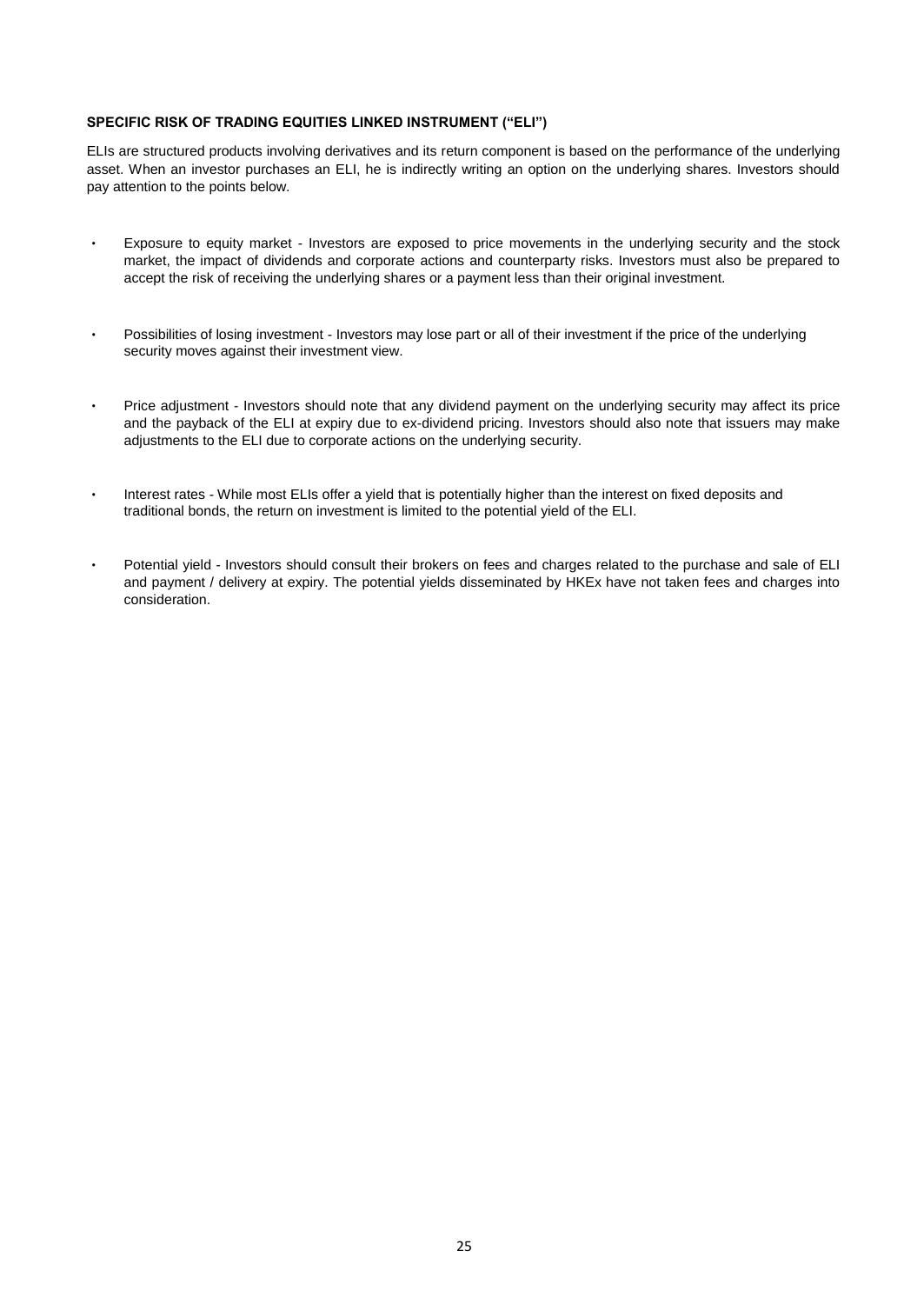**SPECIFIC RISK OF TRADING EQUITIES LINKED INSTRUMENT ("ELI")**

ELIs are structured products involving derivatives and its return component is based on the performance of the underlying asset. When an investor purchases an ELI, he is indirectly writing an option on the underlying shares. Investors should pay attention to the points below.

- Exposure to equity market - Investors are exposed to price movements in the underlying security and the stock market, the impact of dividends and corporate actions and counterparty risks. Investors must also be prepared to accept the risk of receiving the underlying shares or a payment less than their original investment.

- Possibilities of losing investment - Investors may lose part or all of their investment if the price of the underlying security moves against their investment view.

- Price adjustment - Investors should note that any dividend payment on the underlying security may affect its price and the payback of the ELI at expiry due to ex-dividend pricing. Investors should also note that issuers may make adjustments to the ELI due to corporate actions on the underlying security.

- Interest rates - While most ELIs offer a yield that is potentially higher than the interest on fixed deposits and traditional bonds, the return on investment is limited to the potential yield of the ELI.

- Potential yield - Investors should consult their brokers on fees and charges related to the purchase and sale of ELI and payment / delivery at expiry. The potential yields disseminated by HKEx have not taken fees and charges into consideration.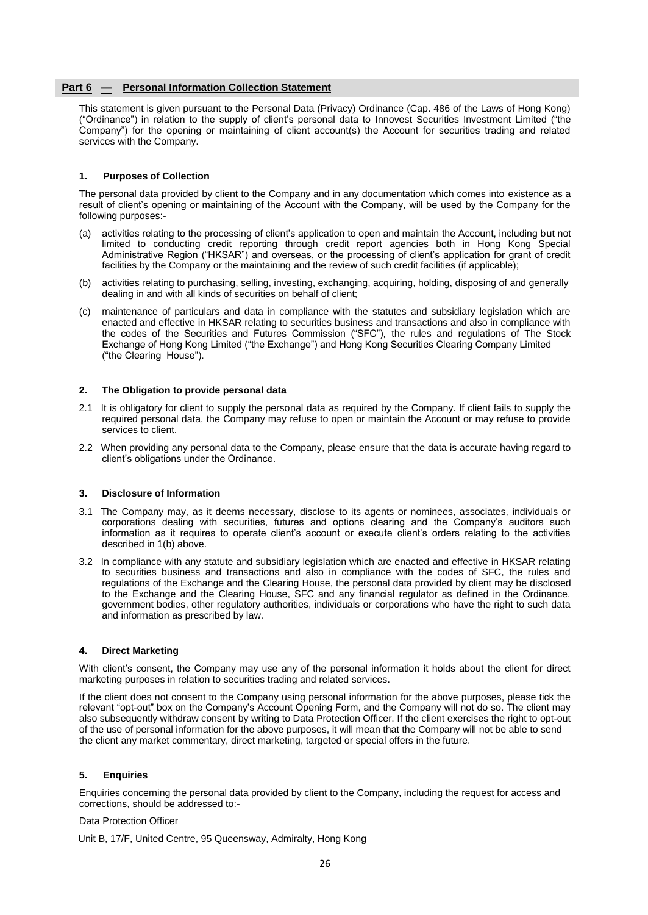## Part 6 — Personal Information Collection Statement

This statement is given pursuant to the Personal Data (Privacy) Ordinance (Cap. 486 of the Laws of Hong Kong) ("Ordinance") in relation to the supply of client's personal data to Innovest Securities Investment Limited ("the Company") for the opening or maintaining of client account(s) the Account for securities trading and related services with the Company.

### 1. Purposes of Collection

The personal data provided by client to the Company and in any documentation which comes into existence as a result of client's opening or maintaining of the Account with the Company, will be used by the Company for the following purposes:-

(a) activities relating to the processing of client's application to open and maintain the Account, including but not limited to conducting credit reporting through credit report agencies both in Hong Kong Special Administrative Region ("HKSAR") and overseas, or the processing of client's application for grant of credit facilities by the Company or the maintaining and the review of such credit facilities (if applicable);

(b) activities relating to purchasing, selling, investing, exchanging, acquiring, holding, disposing of and generally dealing in and with all kinds of securities on behalf of client;

(c) maintenance of particulars and data in compliance with the statutes and subsidiary legislation which are enacted and effective in HKSAR relating to securities business and transactions and also in compliance with the codes of the Securities and Futures Commission ("SFC"), the rules and regulations of The Stock Exchange of Hong Kong Limited ("the Exchange") and Hong Kong Securities Clearing Company Limited ("the Clearing House").

### 2. The Obligation to provide personal data

2.1 It is obligatory for client to supply the personal data as required by the Company. If client fails to supply the required personal data, the Company may refuse to open or maintain the Account or may refuse to provide services to client.

2.2 When providing any personal data to the Company, please ensure that the data is accurate having regard to client's obligations under the Ordinance.

### 3. Disclosure of Information

3.1 The Company may, as it deems necessary, disclose to its agents or nominees, associates, individuals or corporations dealing with securities, futures and options clearing and the Company's auditors such information as it requires to operate client's account or execute client's orders relating to the activities described in 1(b) above.

3.2 In compliance with any statute and subsidiary legislation which are enacted and effective in HKSAR relating to securities business and transactions and also in compliance with the codes of SFC, the rules and regulations of the Exchange and the Clearing House, the personal data provided by client may be disclosed to the Exchange and the Clearing House, SFC and any financial regulator as defined in the Ordinance, government bodies, other regulatory authorities, individuals or corporations who have the right to such data and information as prescribed by law.

### 4. Direct Marketing

With client's consent, the Company may use any of the personal information it holds about the client for direct marketing purposes in relation to securities trading and related services.

If the client does not consent to the Company using personal information for the above purposes, please tick the relevant "opt-out" box on the Company's Account Opening Form, and the Company will not do so. The client may also subsequently withdraw consent by writing to Data Protection Officer. If the client exercises the right to opt-out of the use of personal information for the above purposes, it will mean that the Company will not be able to send the client any market commentary, direct marketing, targeted or special offers in the future.

### 5. Enquiries

Enquiries concerning the personal data provided by client to the Company, including the request for access and corrections, should be addressed to:-

Data Protection Officer

Unit B, 17/F, United Centre, 95 Queensway, Admiralty, Hong Kong